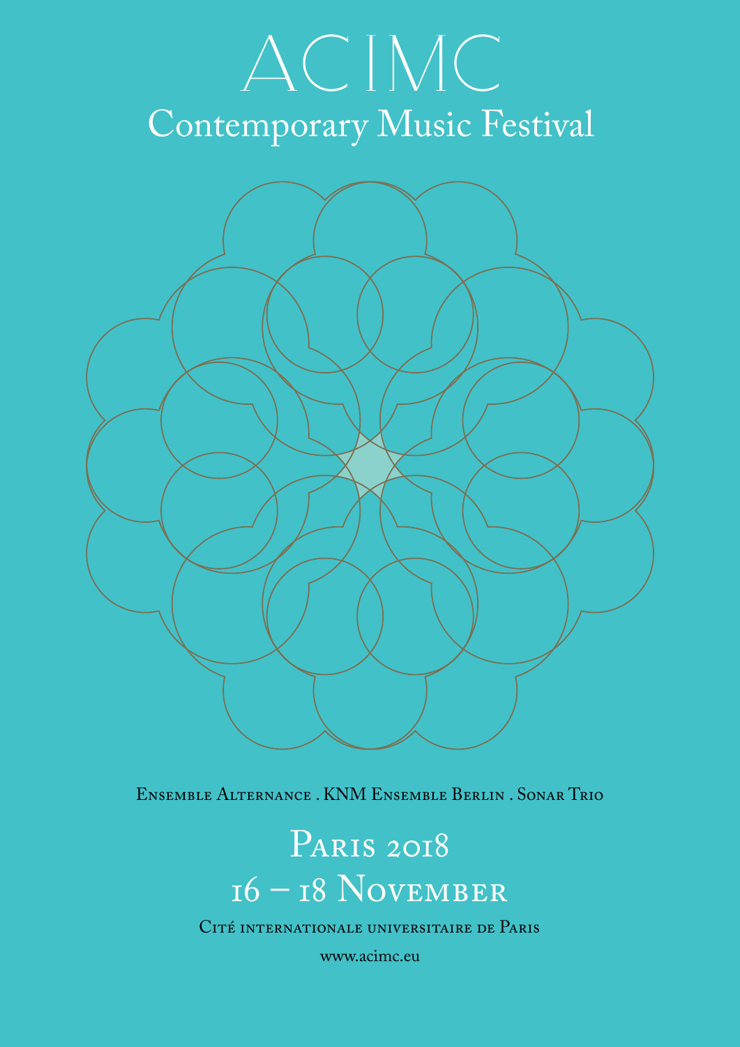# ACIMC

## Contemporary Music Festival

Ensemble Alternance . KNM Ensemble Berlin . Sonar Trio

## Paris 2018

## 16 – 18 November

Cité internationale universitaire de Paris

www.acimc.eu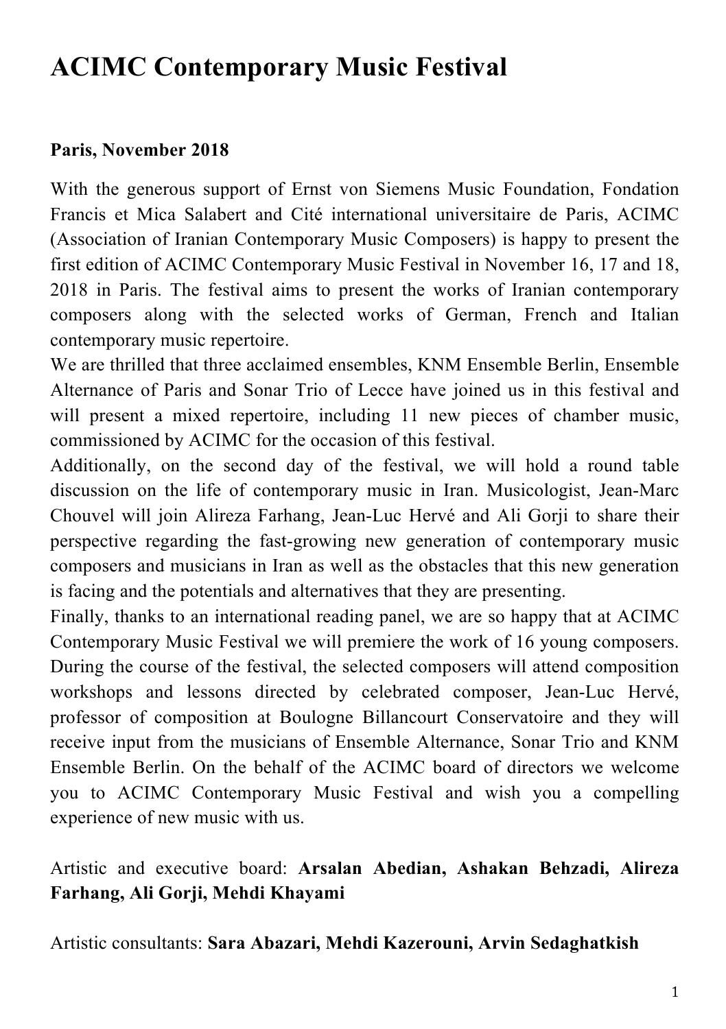# ACIMC Contemporary Music Festival

**Paris, November 2018**

With the generous support of Ernst von Siemens Music Foundation, Fondation Francis et Mica Salabert and Cité international universitaire de Paris, ACIMC (Association of Iranian Contemporary Music Composers) is happy to present the first edition of ACIMC Contemporary Music Festival in November 16, 17 and 18, 2018 in Paris. The festival aims to present the works of Iranian contemporary composers along with the selected works of German, French and Italian contemporary music repertoire.

We are thrilled that three acclaimed ensembles, KNM Ensemble Berlin, Ensemble Alternance of Paris and Sonar Trio of Lecce have joined us in this festival and will present a mixed repertoire, including 11 new pieces of chamber music, commissioned by ACIMC for the occasion of this festival.

Additionally, on the second day of the festival, we will hold a round table discussion on the life of contemporary music in Iran. Musicologist, Jean-Marc Chouvel will join Alireza Farhang, Jean-Luc Hervé and Ali Gorji to share their perspective regarding the fast-growing new generation of contemporary music composers and musicians in Iran as well as the obstacles that this new generation is facing and the potentials and alternatives that they are presenting.

Finally, thanks to an international reading panel, we are so happy that at ACIMC Contemporary Music Festival we will premiere the work of 16 young composers. During the course of the festival, the selected composers will attend composition workshops and lessons directed by celebrated composer, Jean-Luc Hervé, professor of composition at Boulogne Billancourt Conservatoire and they will receive input from the musicians of Ensemble Alternance, Sonar Trio and KNM Ensemble Berlin. On the behalf of the ACIMC board of directors we welcome you to ACIMC Contemporary Music Festival and wish you a compelling experience of new music with us.

Artistic and executive board: **Arsalan Abedian, Ashakan Behzadi, Alireza Farhang, Ali Gorji, Mehdi Khayami**

Artistic consultants: **Sara Abazari, Mehdi Kazerouni, Arvin Sedaghatkish**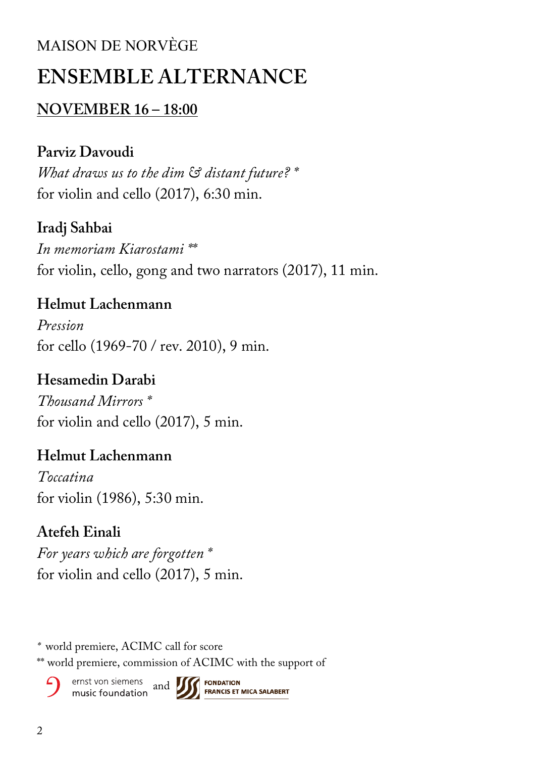MAISON DE NORVÈGE

# ENSEMBLE ALTERNANCE

## NOVEMBER 16 – 18:00

**Parviz Davoudi**
*What draws us to the dim & distant future?* *
for violin and cello (2017), 6:30 min.

**Iradj Sahbai**
*In memoriam Kiarostami* **
for violin, cello, gong and two narrators (2017), 11 min.

**Helmut Lachenmann**
*Pression*
for cello (1969-70 / rev. 2010), 9 min.

**Hesamedin Darabi**
*Thousand Mirrors* *
for violin and cello (2017), 5 min.

**Helmut Lachenmann**
*Toccatina*
for violin (1986), 5:30 min.

**Atefeh Einali**
*For years which are forgotten* *
for violin and cello (2017), 5 min.

\* world premiere, ACIMC call for score

\*\* world premiere, commission of ACIMC with the support of

ernst von siemens music foundation and FONDATION FRANCIS ET MICA SALABERT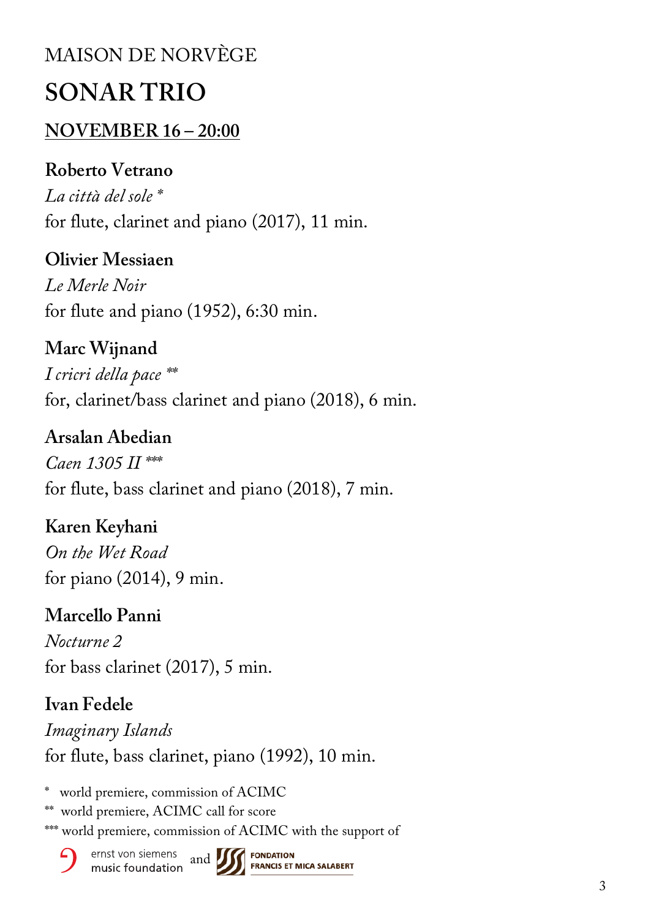MAISON DE NORVÈGE

# SONAR TRIO

## NOVEMBER 16 – 20:00

**Roberto Vetrano**
*La città del sole* *
for flute, clarinet and piano (2017), 11 min.

**Olivier Messiaen**
*Le Merle Noir*
for flute and piano (1952), 6:30 min.

**Marc Wijnand**
*I cricri della pace* **
for, clarinet/bass clarinet and piano (2018), 6 min.

**Arsalan Abedian**
*Caen 1305 II* ***
for flute, bass clarinet and piano (2018), 7 min.

**Karen Keyhani**
*On the Wet Road*
for piano (2014), 9 min.

**Marcello Panni**
*Nocturne 2*
for bass clarinet (2017), 5 min.

**Ivan Fedele**
*Imaginary Islands*
for flute, bass clarinet, piano (1992), 10 min.

\* world premiere, commission of ACIMC
** world premiere, ACIMC call for score
*** world premiere, commission of ACIMC with the support of

ernst von siemens music foundation and FONDATION FRANCIS ET MICA SALABERT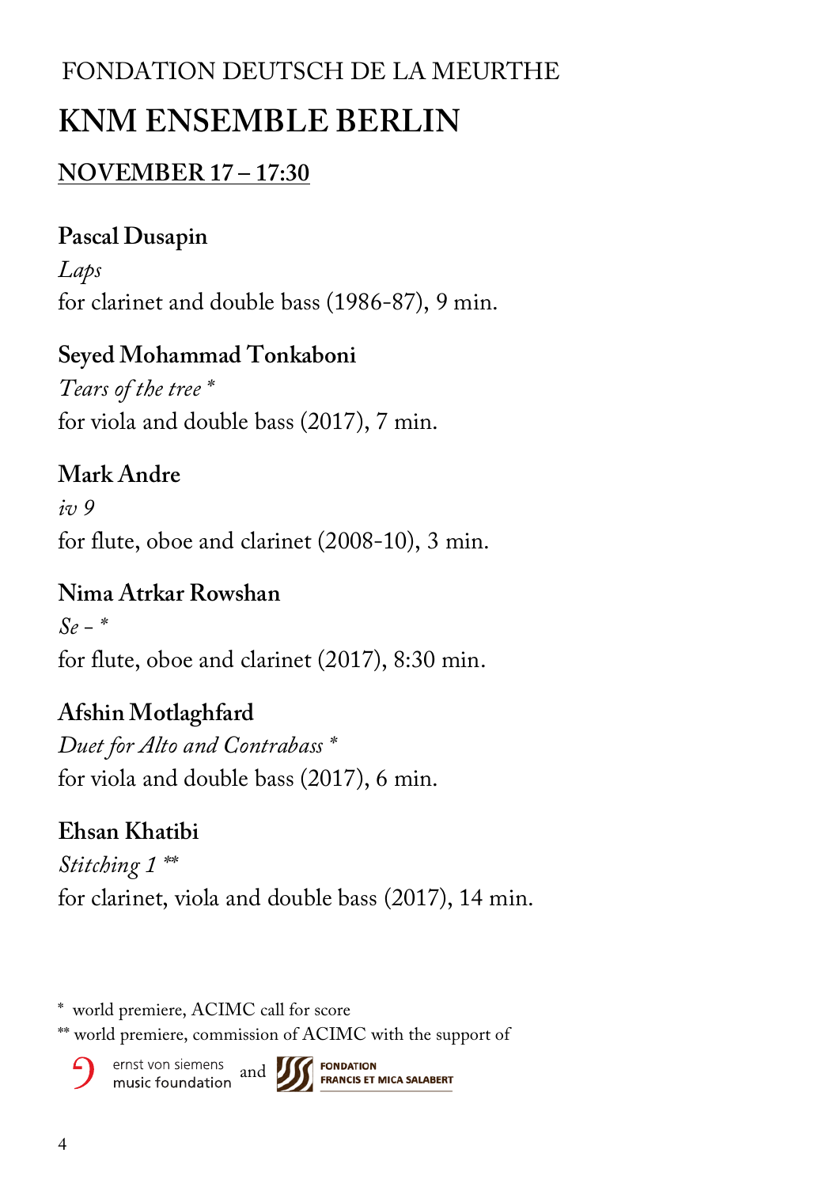FONDATION DEUTSCH DE LA MEURTHE

# KNM ENSEMBLE BERLIN

## NOVEMBER 17 – 17:30

**Pascal Dusapin**
*Laps*
for clarinet and double bass (1986-87), 9 min.

**Seyed Mohammad Tonkaboni**
*Tears of the tree* *
for viola and double bass (2017), 7 min.

**Mark Andre**
*iv 9*
for flute, oboe and clarinet (2008-10), 3 min.

**Nima Atrkar Rowshan**
*Se -* *
for flute, oboe and clarinet (2017), 8:30 min.

**Afshin Motlaghfard**
*Duet for Alto and Contrabass* *
for viola and double bass (2017), 6 min.

**Ehsan Khatibi**
*Stitching 1* **
for clarinet, viola and double bass (2017), 14 min.

\* world premiere, ACIMC call for score

\** world premiere, commission of ACIMC with the support of ernst von siemens music foundation and FONDATION FRANCIS ET MICA SALABERT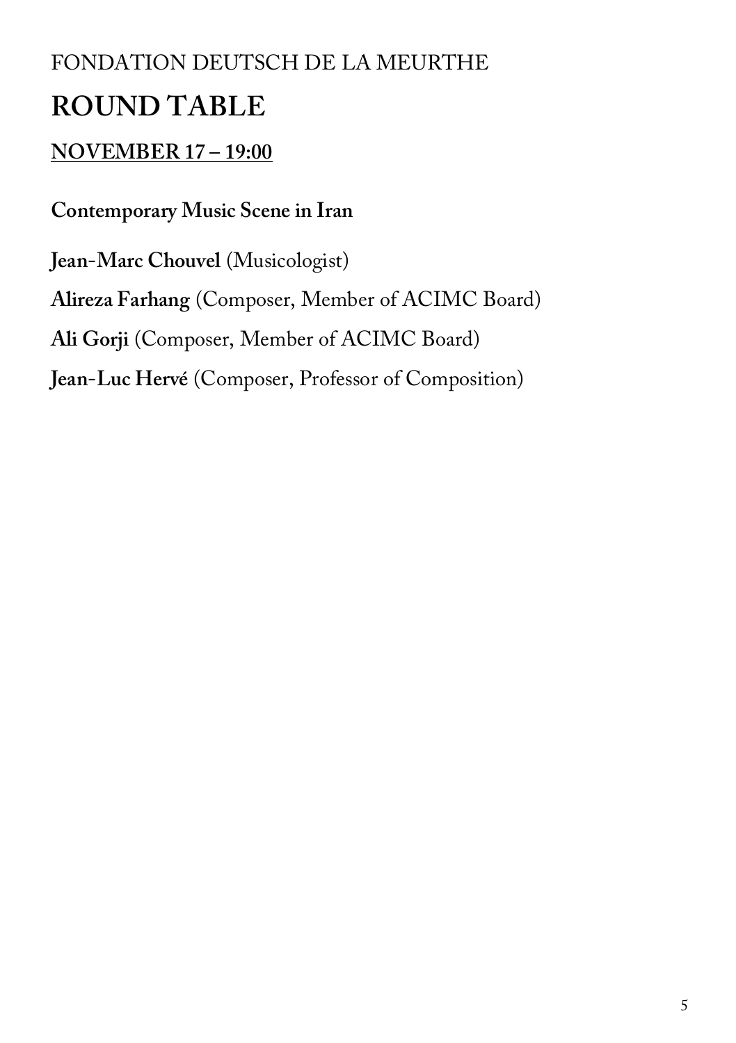FONDATION DEUTSCH DE LA MEURTHE

# ROUND TABLE

## NOVEMBER 17 – 19:00

**Contemporary Music Scene in Iran**

**Jean-Marc Chouvel** (Musicologist)

**Alireza Farhang** (Composer, Member of ACIMC Board)

**Ali Gorji** (Composer, Member of ACIMC Board)

**Jean-Luc Hervé** (Composer, Professor of Composition)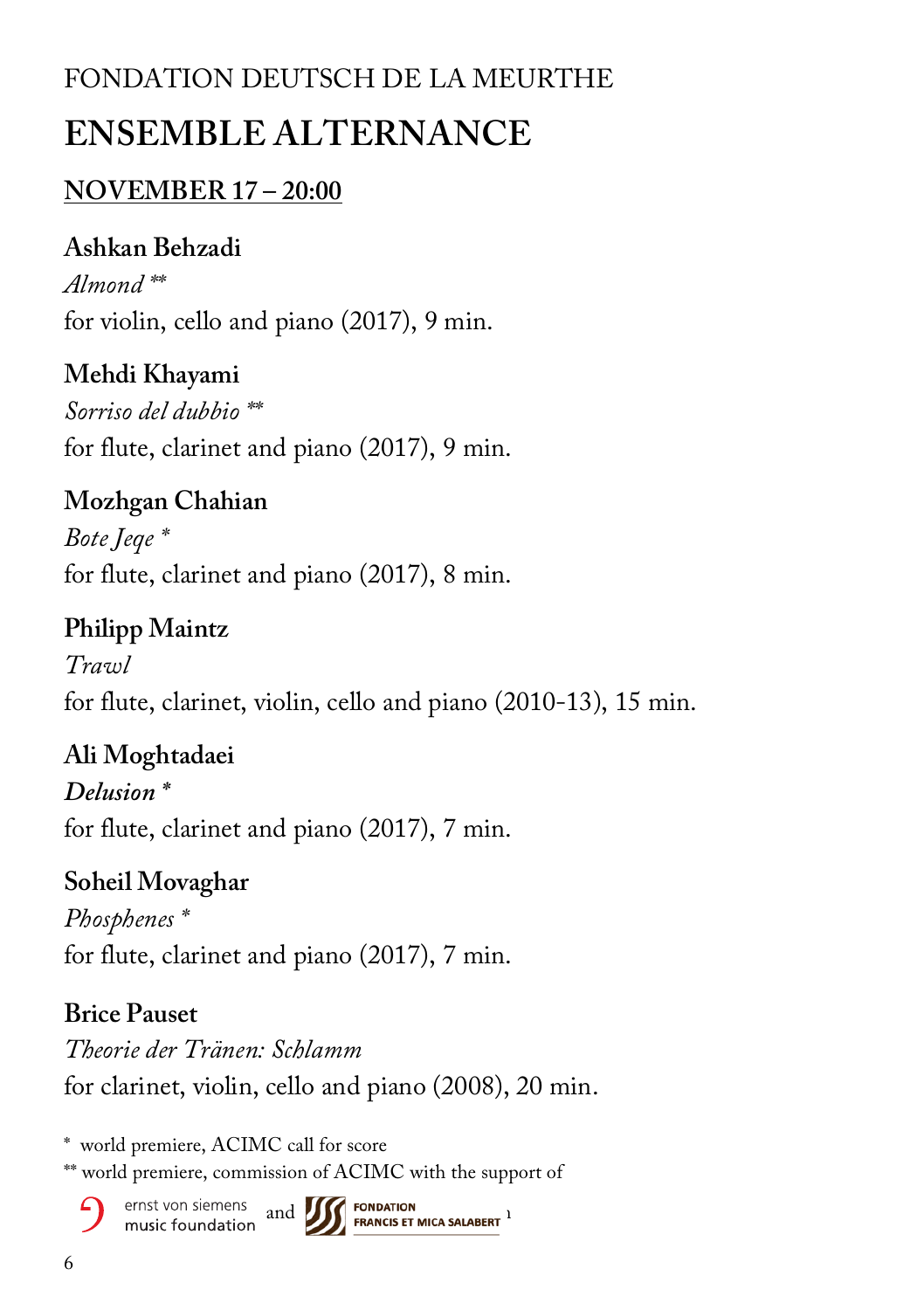FONDATION DEUTSCH DE LA MEURTHE

# ENSEMBLE ALTERNANCE

## NOVEMBER 17 – 20:00

**Ashkan Behzadi**
*Almond* **
for violin, cello and piano (2017), 9 min.

**Mehdi Khayami**
*Sorriso del dubbio* **
for flute, clarinet and piano (2017), 9 min.

**Mozhgan Chahian**
*Bote Jeqe* *
for flute, clarinet and piano (2017), 8 min.

**Philipp Maintz**
*Trawl*
for flute, clarinet, violin, cello and piano (2010-13), 15 min.

**Ali Moghtadaei**
***Delusion* ***
for flute, clarinet and piano (2017), 7 min.

**Soheil Movaghar**
*Phosphenes* *
for flute, clarinet and piano (2017), 7 min.

**Brice Pauset**
*Theorie der Tränen: Schlamm*
for clarinet, violin, cello and piano (2008), 20 min.

* world premiere, ACIMC call for score
** world premiere, commission of ACIMC with the support of ernst von siemens music foundation and FONDATION FRANCIS ET MICA SALABERT [1]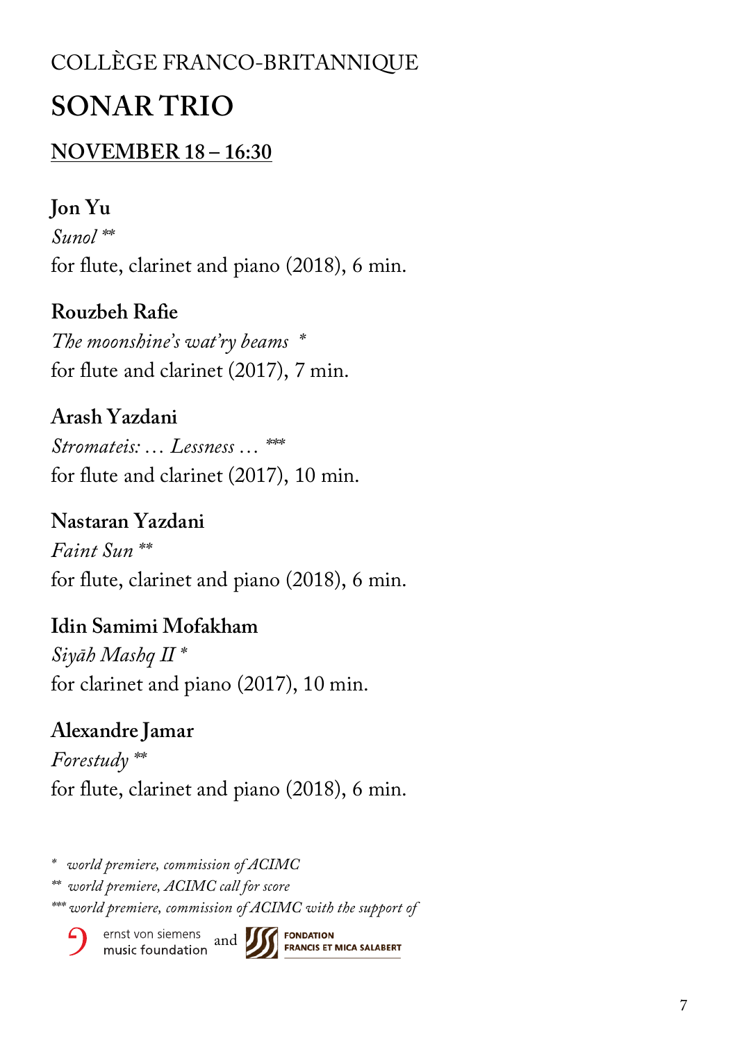COLLÈGE FRANCO-BRITANNIQUE

# SONAR TRIO

## NOVEMBER 18 – 16:30

**Jon Yu**
*Sunol* **
for flute, clarinet and piano (2018), 6 min.

**Rouzbeh Rafie**
*The moonshine's wat'ry beams* *
for flute and clarinet (2017), 7 min.

**Arash Yazdani**
*Stromateis: … Lessness …* ***
for flute and clarinet (2017), 10 min.

**Nastaran Yazdani**
*Faint Sun* **
for flute, clarinet and piano (2018), 6 min.

**Idin Samimi Mofakham**
*Siyāh Mashq II* *
for clarinet and piano (2017), 10 min.

**Alexandre Jamar**
*Forestudy* **
for flute, clarinet and piano (2018), 6 min.

\* *world premiere, commission of ACIMC*
** *world premiere, ACIMC call for score*
*** *world premiere, commission of ACIMC with the support of*

ernst von siemens music foundation and FONDATION FRANCIS ET MICA SALABERT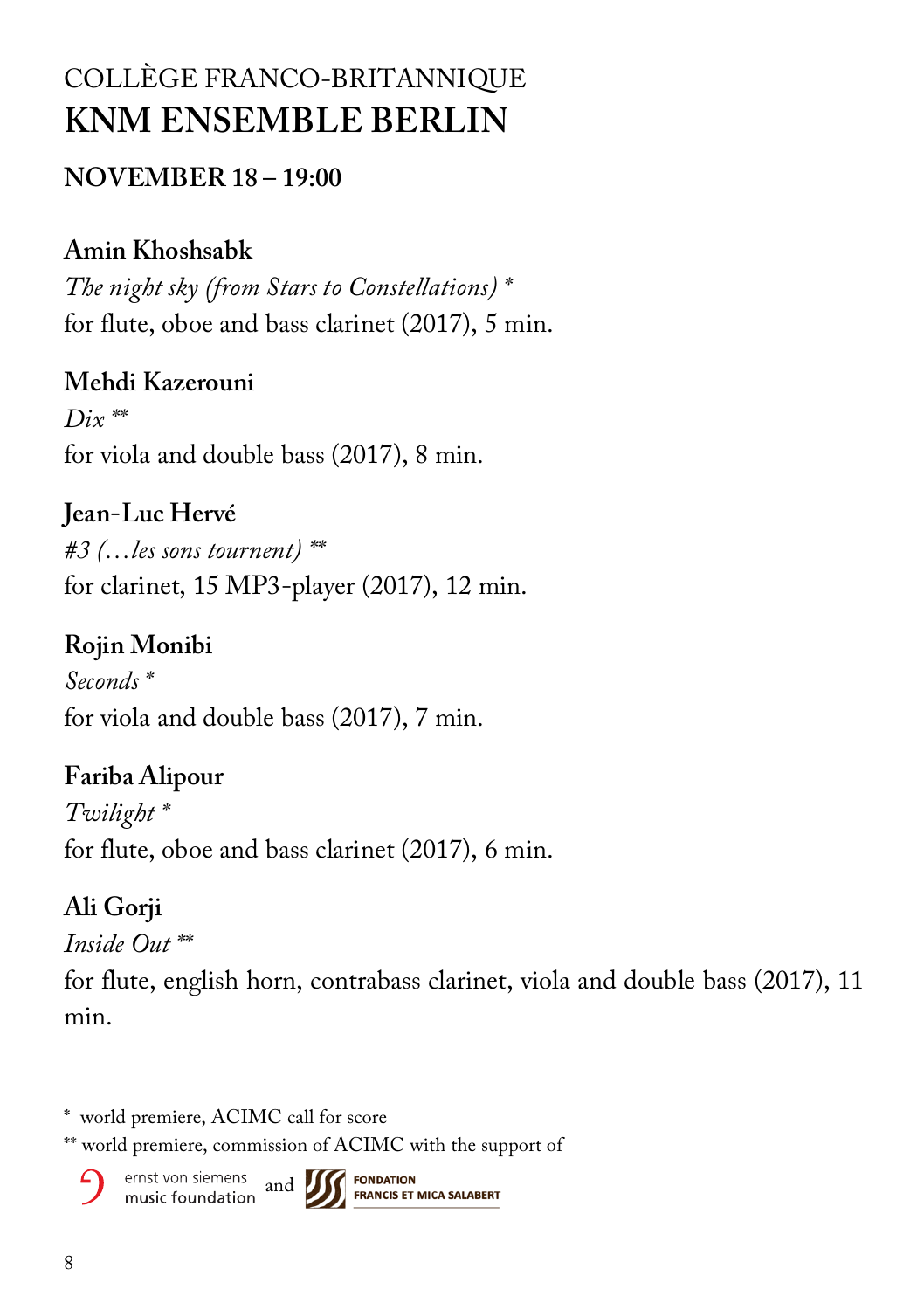COLLÈGE FRANCO-BRITANNIQUE

# KNM ENSEMBLE BERLIN

## NOVEMBER 18 – 19:00

**Amin Khoshsabk**
*The night sky (from Stars to Constellations)* *
for flute, oboe and bass clarinet (2017), 5 min.

**Mehdi Kazerouni**
*Dix* **
for viola and double bass (2017), 8 min.

**Jean-Luc Hervé**
*#3 (…les sons tournent)* **
for clarinet, 15 MP3-player (2017), 12 min.

**Rojin Monibi**
*Seconds* *
for viola and double bass (2017), 7 min.

**Fariba Alipour**
*Twilight* *
for flute, oboe and bass clarinet (2017), 6 min.

**Ali Gorji**
*Inside Out* **
for flute, english horn, contrabass clarinet, viola and double bass (2017), 11 min.

\* world premiere, ACIMC call for score
** world premiere, commission of ACIMC with the support of

ernst von siemens music foundation and FONDATION FRANCIS ET MICA SALABERT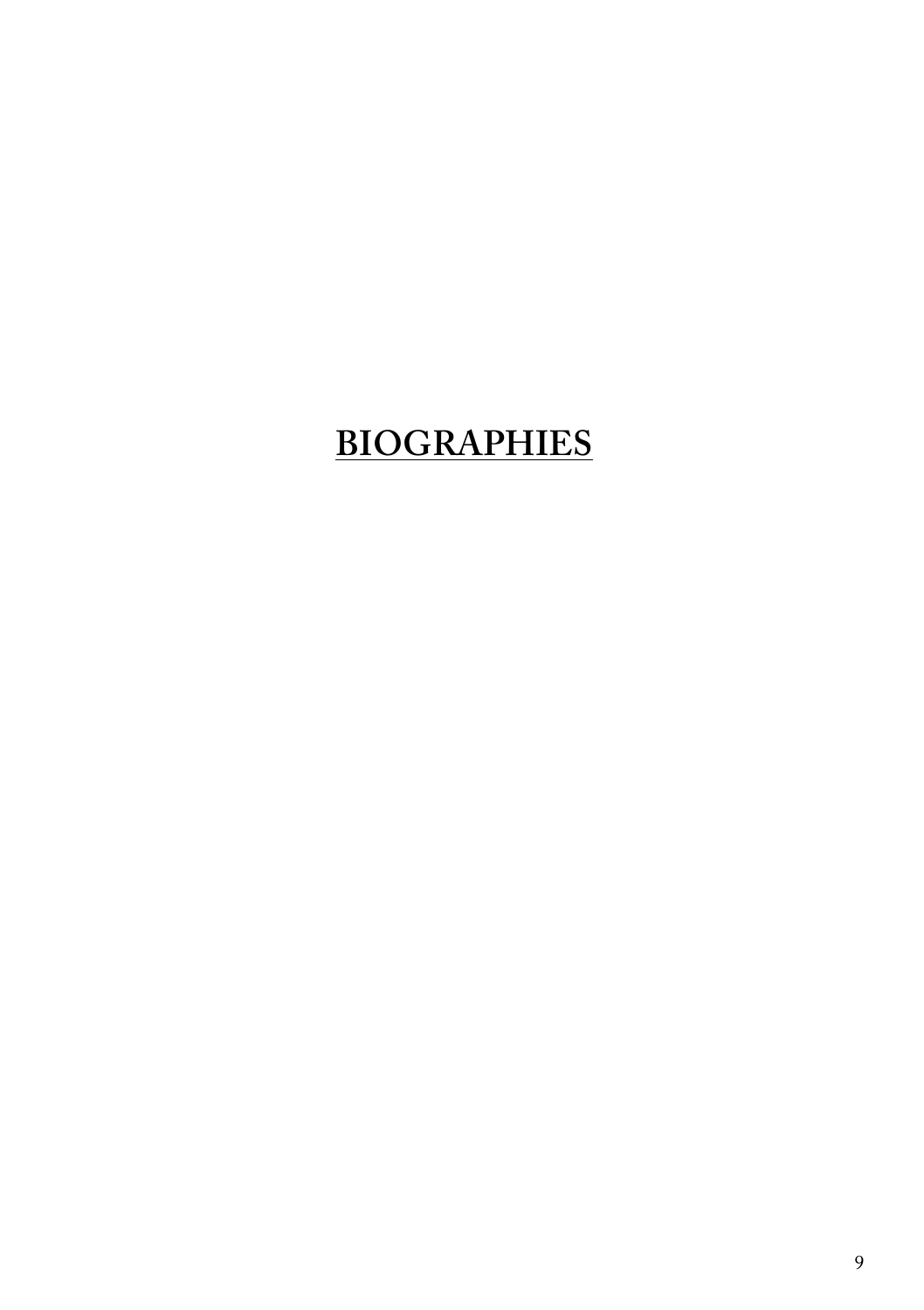# BIOGRAPHIES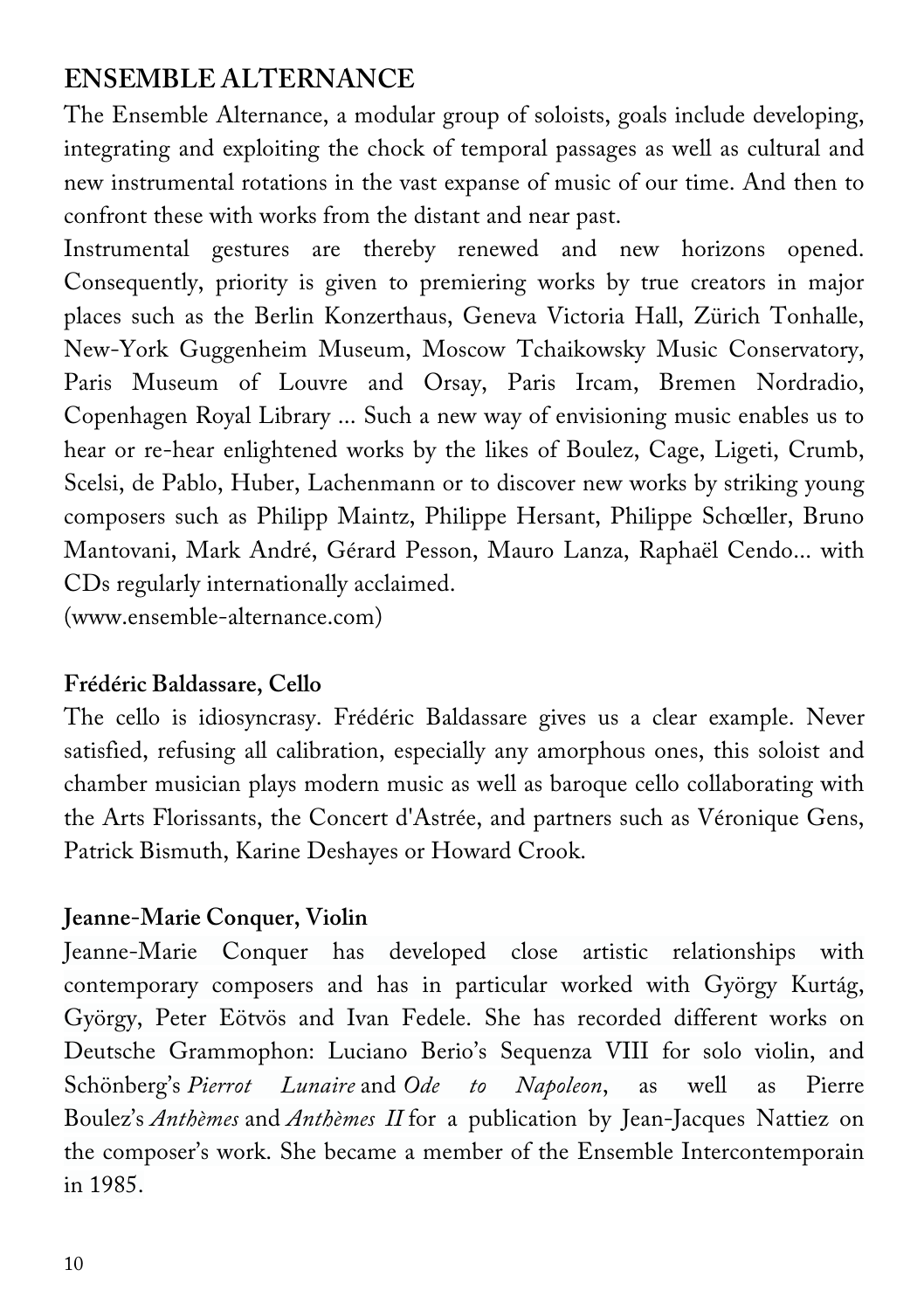## ENSEMBLE ALTERNANCE

The Ensemble Alternance, a modular group of soloists, goals include developing, integrating and exploiting the chock of temporal passages as well as cultural and new instrumental rotations in the vast expanse of music of our time. And then to confront these with works from the distant and near past.

Instrumental gestures are thereby renewed and new horizons opened. Consequently, priority is given to premiering works by true creators in major places such as the Berlin Konzerthaus, Geneva Victoria Hall, Zürich Tonhalle, New-York Guggenheim Museum, Moscow Tchaikowsky Music Conservatory, Paris Museum of Louvre and Orsay, Paris Ircam, Bremen Nordradio, Copenhagen Royal Library ... Such a new way of envisioning music enables us to hear or re-hear enlightened works by the likes of Boulez, Cage, Ligeti, Crumb, Scelsi, de Pablo, Huber, Lachenmann or to discover new works by striking young composers such as Philipp Maintz, Philippe Hersant, Philippe Schœller, Bruno Mantovani, Mark André, Gérard Pesson, Mauro Lanza, Raphaël Cendo... with CDs regularly internationally acclaimed.

(www.ensemble-alternance.com)

**Frédéric Baldassare, Cello**

The cello is idiosyncrasy. Frédéric Baldassare gives us a clear example. Never satisfied, refusing all calibration, especially any amorphous ones, this soloist and chamber musician plays modern music as well as baroque cello collaborating with the Arts Florissants, the Concert d'Astrée, and partners such as Véronique Gens, Patrick Bismuth, Karine Deshayes or Howard Crook.

**Jeanne-Marie Conquer, Violin**

Jeanne-Marie Conquer has developed close artistic relationships with contemporary composers and has in particular worked with György Kurtág, György, Peter Eötvös and Ivan Fedele. She has recorded different works on Deutsche Grammophon: Luciano Berio's Sequenza VIII for solo violin, and Schönberg's *Pierrot Lunaire* and *Ode to Napoleon*, as well as Pierre Boulez's *Anthèmes* and *Anthèmes II* for a publication by Jean-Jacques Nattiez on the composer's work. She became a member of the Ensemble Intercontemporain in 1985.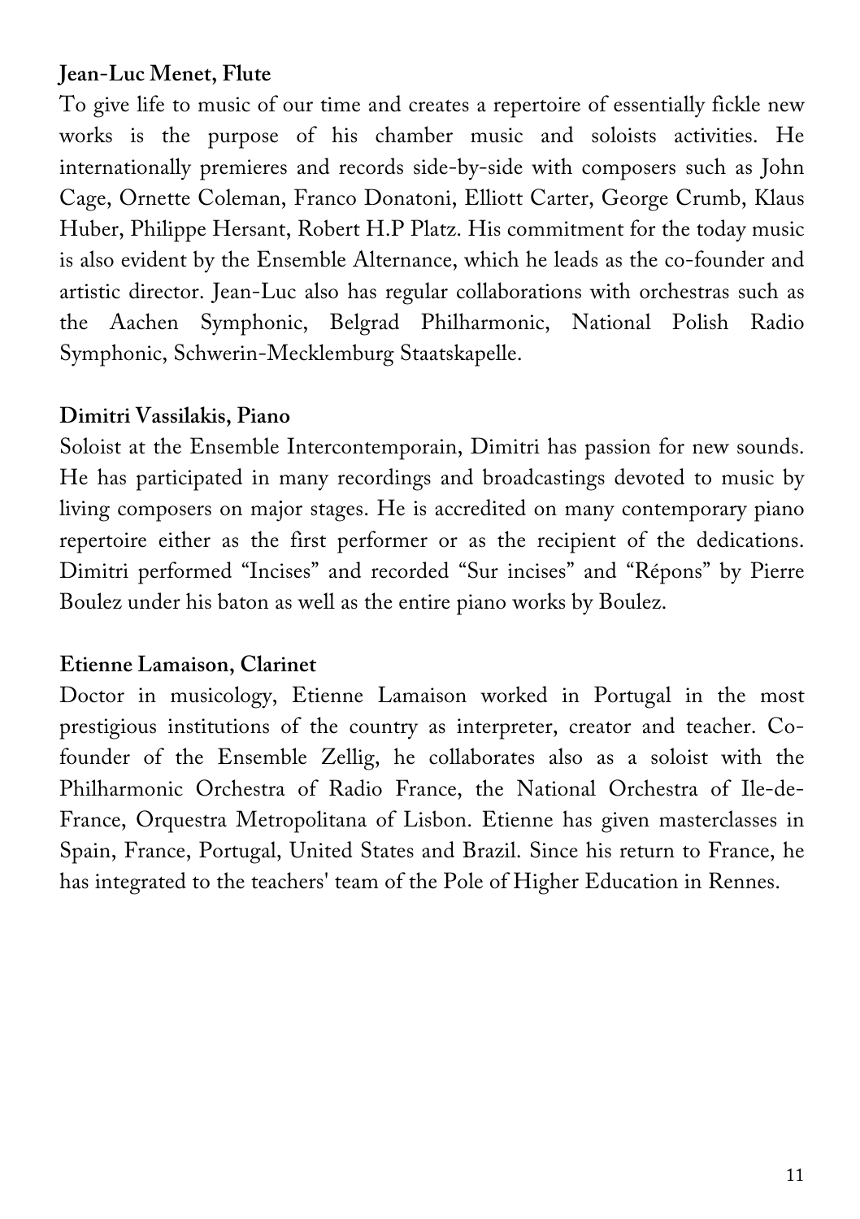**Jean-Luc Menet, Flute**

To give life to music of our time and creates a repertoire of essentially fickle new works is the purpose of his chamber music and soloists activities. He internationally premieres and records side-by-side with composers such as John Cage, Ornette Coleman, Franco Donatoni, Elliott Carter, George Crumb, Klaus Huber, Philippe Hersant, Robert H.P Platz. His commitment for the today music is also evident by the Ensemble Alternance, which he leads as the co-founder and artistic director. Jean-Luc also has regular collaborations with orchestras such as the Aachen Symphonic, Belgrad Philharmonic, National Polish Radio Symphonic, Schwerin-Mecklemburg Staatskapelle.

**Dimitri Vassilakis, Piano**

Soloist at the Ensemble Intercontemporain, Dimitri has passion for new sounds. He has participated in many recordings and broadcastings devoted to music by living composers on major stages. He is accredited on many contemporary piano repertoire either as the first performer or as the recipient of the dedications. Dimitri performed "Incises" and recorded "Sur incises" and "Répons" by Pierre Boulez under his baton as well as the entire piano works by Boulez.

**Etienne Lamaison, Clarinet**

Doctor in musicology, Etienne Lamaison worked in Portugal in the most prestigious institutions of the country as interpreter, creator and teacher. Co-founder of the Ensemble Zellig, he collaborates also as a soloist with the Philharmonic Orchestra of Radio France, the National Orchestra of Ile-de-France, Orquestra Metropolitana of Lisbon. Etienne has given masterclasses in Spain, France, Portugal, United States and Brazil. Since his return to France, he has integrated to the teachers' team of the Pole of Higher Education in Rennes.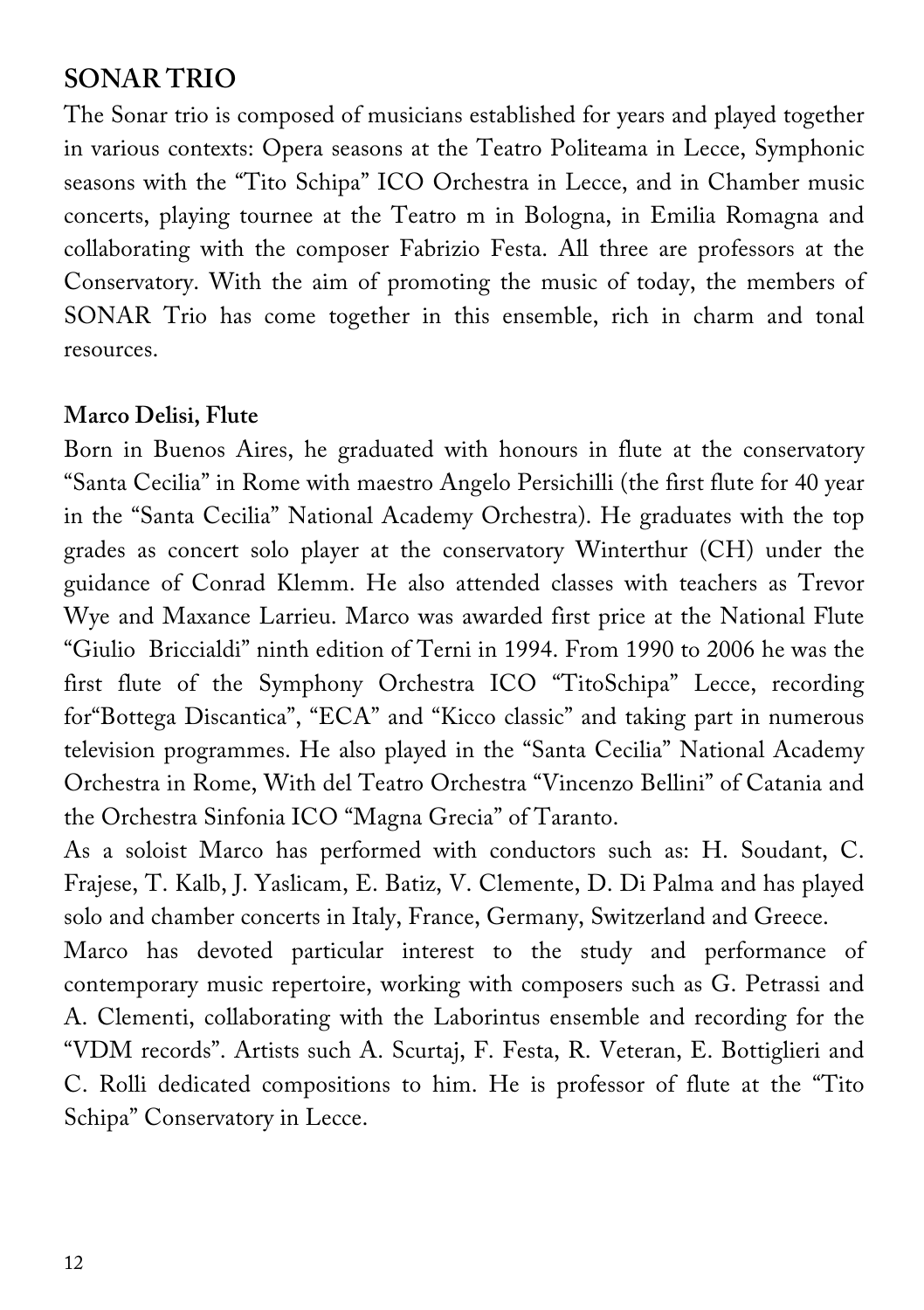## SONAR TRIO

The Sonar trio is composed of musicians established for years and played together in various contexts: Opera seasons at the Teatro Politeama in Lecce, Symphonic seasons with the "Tito Schipa" ICO Orchestra in Lecce, and in Chamber music concerts, playing tournee at the Teatro m in Bologna, in Emilia Romagna and collaborating with the composer Fabrizio Festa. All three are professors at the Conservatory. With the aim of promoting the music of today, the members of SONAR Trio has come together in this ensemble, rich in charm and tonal resources.

**Marco Delisi, Flute**

Born in Buenos Aires, he graduated with honours in flute at the conservatory "Santa Cecilia" in Rome with maestro Angelo Persichilli (the first flute for 40 year in the "Santa Cecilia" National Academy Orchestra). He graduates with the top grades as concert solo player at the conservatory Winterthur (CH) under the guidance of Conrad Klemm. He also attended classes with teachers as Trevor Wye and Maxance Larrieu. Marco was awarded first price at the National Flute "Giulio Briccialdi" ninth edition of Terni in 1994. From 1990 to 2006 he was the first flute of the Symphony Orchestra ICO "TitoSchipa" Lecce, recording for"Bottega Discantica", "ECA" and "Kicco classic" and taking part in numerous television programmes. He also played in the "Santa Cecilia" National Academy Orchestra in Rome, With del Teatro Orchestra "Vincenzo Bellini" of Catania and the Orchestra Sinfonia ICO "Magna Grecia" of Taranto.

As a soloist Marco has performed with conductors such as: H. Soudant, C. Frajese, T. Kalb, J. Yaslicam, E. Batiz, V. Clemente, D. Di Palma and has played solo and chamber concerts in Italy, France, Germany, Switzerland and Greece.

Marco has devoted particular interest to the study and performance of contemporary music repertoire, working with composers such as G. Petrassi and A. Clementi, collaborating with the Laborintus ensemble and recording for the "VDM records". Artists such A. Scurtaj, F. Festa, R. Veteran, E. Bottiglieri and C. Rolli dedicated compositions to him. He is professor of flute at the "Tito Schipa" Conservatory in Lecce.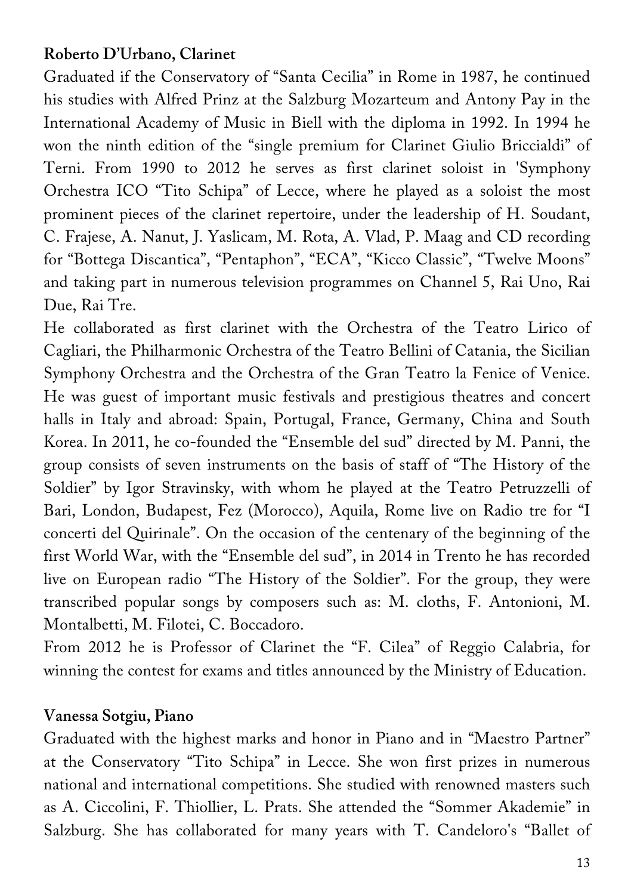**Roberto D'Urbano, Clarinet**

Graduated if the Conservatory of "Santa Cecilia" in Rome in 1987, he continued his studies with Alfred Prinz at the Salzburg Mozarteum and Antony Pay in the International Academy of Music in Biell with the diploma in 1992. In 1994 he won the ninth edition of the "single premium for Clarinet Giulio Briccialdi" of Terni. From 1990 to 2012 he serves as first clarinet soloist in 'Symphony Orchestra ICO "Tito Schipa" of Lecce, where he played as a soloist the most prominent pieces of the clarinet repertoire, under the leadership of H. Soudant, C. Frajese, A. Nanut, J. Yaslicam, M. Rota, A. Vlad, P. Maag and CD recording for "Bottega Discantica", "Pentaphon", "ECA", "Kicco Classic", "Twelve Moons" and taking part in numerous television programmes on Channel 5, Rai Uno, Rai Due, Rai Tre.

He collaborated as first clarinet with the Orchestra of the Teatro Lirico of Cagliari, the Philharmonic Orchestra of the Teatro Bellini of Catania, the Sicilian Symphony Orchestra and the Orchestra of the Gran Teatro la Fenice of Venice. He was guest of important music festivals and prestigious theatres and concert halls in Italy and abroad: Spain, Portugal, France, Germany, China and South Korea. In 2011, he co-founded the "Ensemble del sud" directed by M. Panni, the group consists of seven instruments on the basis of staff of "The History of the Soldier" by Igor Stravinsky, with whom he played at the Teatro Petruzzelli of Bari, London, Budapest, Fez (Morocco), Aquila, Rome live on Radio tre for "I concerti del Quirinale". On the occasion of the centenary of the beginning of the first World War, with the "Ensemble del sud", in 2014 in Trento he has recorded live on European radio "The History of the Soldier". For the group, they were transcribed popular songs by composers such as: M. cloths, F. Antonioni, M. Montalbetti, M. Filotei, C. Boccadoro.

From 2012 he is Professor of Clarinet the "F. Cilea" of Reggio Calabria, for winning the contest for exams and titles announced by the Ministry of Education.

**Vanessa Sotgiu, Piano**

Graduated with the highest marks and honor in Piano and in "Maestro Partner" at the Conservatory "Tito Schipa" in Lecce. She won first prizes in numerous national and international competitions. She studied with renowned masters such as A. Ciccolini, F. Thiollier, L. Prats. She attended the "Sommer Akademie" in Salzburg. She has collaborated for many years with T. Candeloro's "Ballet of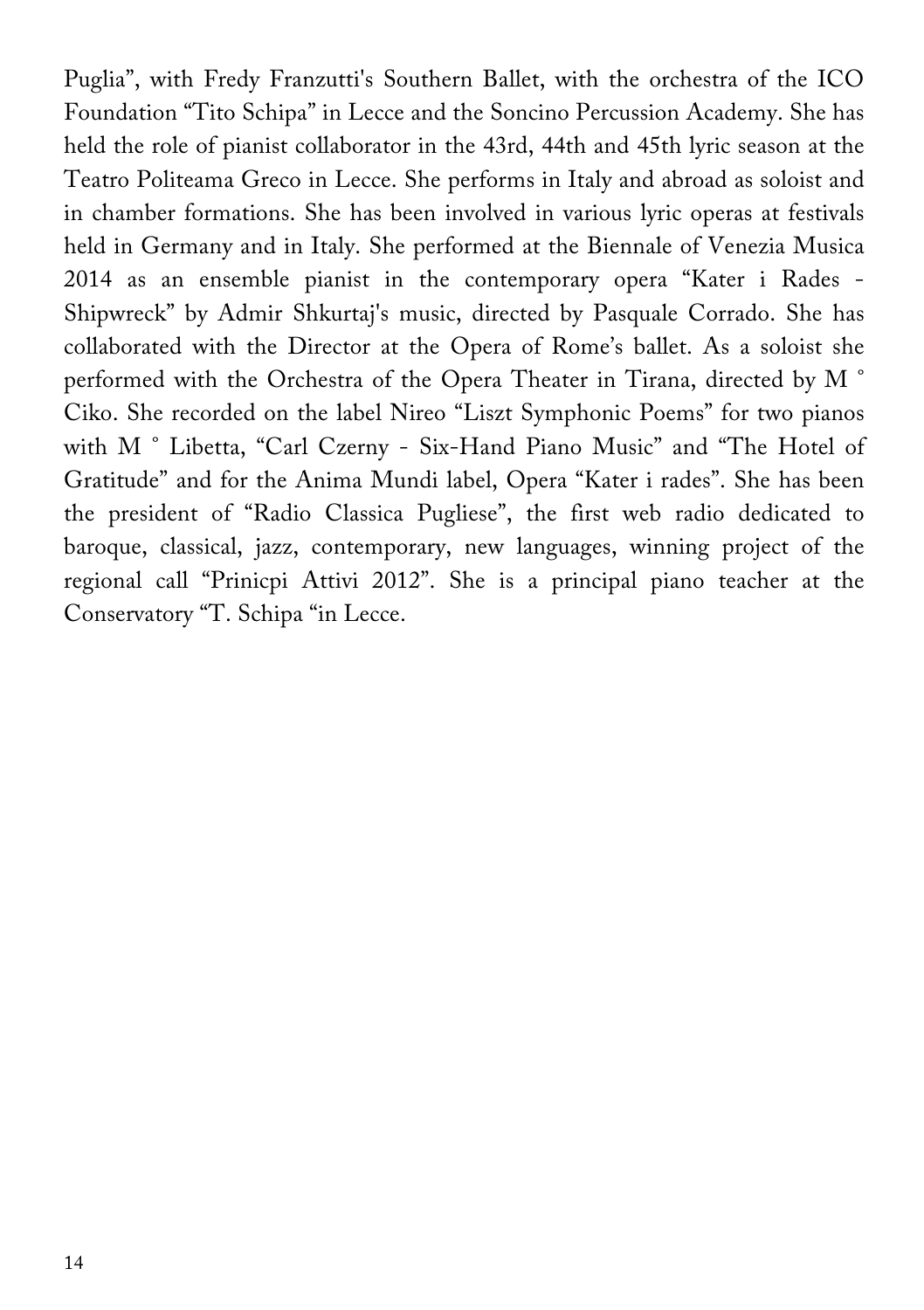Puglia", with Fredy Franzutti's Southern Ballet, with the orchestra of the ICO Foundation "Tito Schipa" in Lecce and the Soncino Percussion Academy. She has held the role of pianist collaborator in the 43rd, 44th and 45th lyric season at the Teatro Politeama Greco in Lecce. She performs in Italy and abroad as soloist and in chamber formations. She has been involved in various lyric operas at festivals held in Germany and in Italy. She performed at the Biennale of Venezia Musica 2014 as an ensemble pianist in the contemporary opera "Kater i Rades - Shipwreck" by Admir Shkurtaj's music, directed by Pasquale Corrado. She has collaborated with the Director at the Opera of Rome's ballet. As a soloist she performed with the Orchestra of the Opera Theater in Tirana, directed by M ° Ciko. She recorded on the label Nireo "Liszt Symphonic Poems" for two pianos with M ° Libetta, "Carl Czerny - Six-Hand Piano Music" and "The Hotel of Gratitude" and for the Anima Mundi label, Opera "Kater i rades". She has been the president of "Radio Classica Pugliese", the first web radio dedicated to baroque, classical, jazz, contemporary, new languages, winning project of the regional call "Prinicpi Attivi 2012". She is a principal piano teacher at the Conservatory "T. Schipa "in Lecce.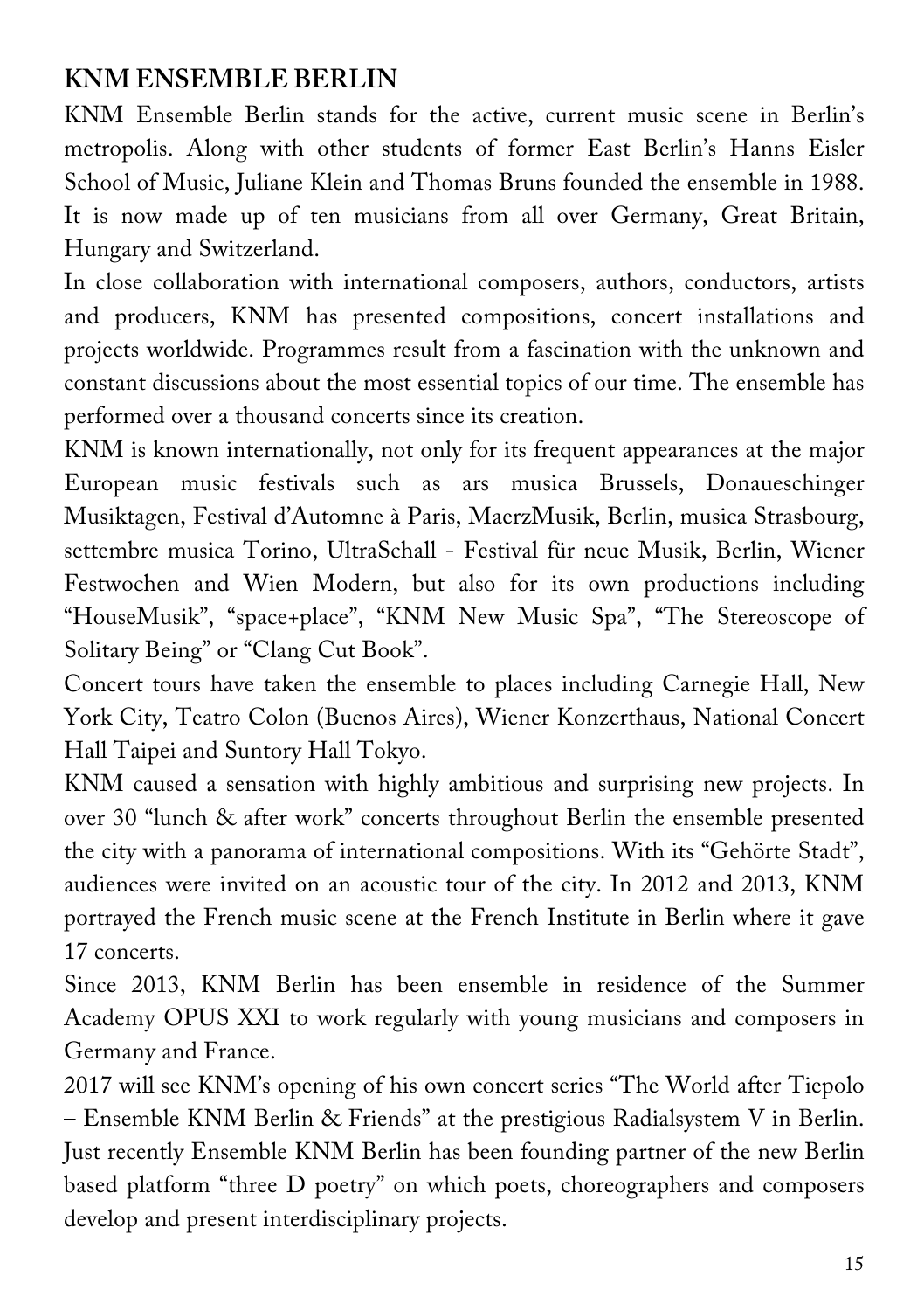## KNM ENSEMBLE BERLIN

KNM Ensemble Berlin stands for the active, current music scene in Berlin's metropolis. Along with other students of former East Berlin's Hanns Eisler School of Music, Juliane Klein and Thomas Bruns founded the ensemble in 1988. It is now made up of ten musicians from all over Germany, Great Britain, Hungary and Switzerland.

In close collaboration with international composers, authors, conductors, artists and producers, KNM has presented compositions, concert installations and projects worldwide. Programmes result from a fascination with the unknown and constant discussions about the most essential topics of our time. The ensemble has performed over a thousand concerts since its creation.

KNM is known internationally, not only for its frequent appearances at the major European music festivals such as ars musica Brussels, Donaueschinger Musiktagen, Festival d'Automne à Paris, MaerzMusik, Berlin, musica Strasbourg, settembre musica Torino, UltraSchall - Festival für neue Musik, Berlin, Wiener Festwochen and Wien Modern, but also for its own productions including "HouseMusik", "space+place", "KNM New Music Spa", "The Stereoscope of Solitary Being" or "Clang Cut Book".

Concert tours have taken the ensemble to places including Carnegie Hall, New York City, Teatro Colon (Buenos Aires), Wiener Konzerthaus, National Concert Hall Taipei and Suntory Hall Tokyo.

KNM caused a sensation with highly ambitious and surprising new projects. In over 30 "lunch & after work" concerts throughout Berlin the ensemble presented the city with a panorama of international compositions. With its "Gehörte Stadt", audiences were invited on an acoustic tour of the city. In 2012 and 2013, KNM portrayed the French music scene at the French Institute in Berlin where it gave 17 concerts.

Since 2013, KNM Berlin has been ensemble in residence of the Summer Academy OPUS XXI to work regularly with young musicians and composers in Germany and France.

2017 will see KNM's opening of his own concert series "The World after Tiepolo – Ensemble KNM Berlin & Friends" at the prestigious Radialsystem V in Berlin. Just recently Ensemble KNM Berlin has been founding partner of the new Berlin based platform "three D poetry" on which poets, choreographers and composers develop and present interdisciplinary projects.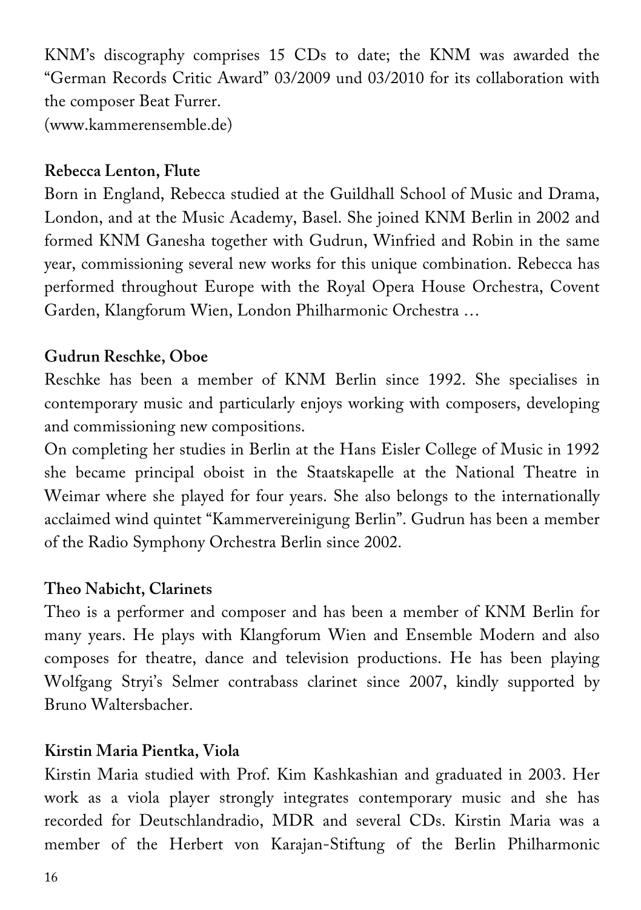KNM's discography comprises 15 CDs to date; the KNM was awarded the "German Records Critic Award" 03/2009 und 03/2010 for its collaboration with the composer Beat Furrer.
(www.kammerensemble.de)

**Rebecca Lenton, Flute**

Born in England, Rebecca studied at the Guildhall School of Music and Drama, London, and at the Music Academy, Basel. She joined KNM Berlin in 2002 and formed KNM Ganesha together with Gudrun, Winfried and Robin in the same year, commissioning several new works for this unique combination. Rebecca has performed throughout Europe with the Royal Opera House Orchestra, Covent Garden, Klangforum Wien, London Philharmonic Orchestra …

**Gudrun Reschke, Oboe**

Reschke has been a member of KNM Berlin since 1992. She specialises in contemporary music and particularly enjoys working with composers, developing and commissioning new compositions.

On completing her studies in Berlin at the Hans Eisler College of Music in 1992 she became principal oboist in the Staatskapelle at the National Theatre in Weimar where she played for four years. She also belongs to the internationally acclaimed wind quintet "Kammervereinigung Berlin". Gudrun has been a member of the Radio Symphony Orchestra Berlin since 2002.

**Theo Nabicht, Clarinets**

Theo is a performer and composer and has been a member of KNM Berlin for many years. He plays with Klangforum Wien and Ensemble Modern and also composes for theatre, dance and television productions. He has been playing Wolfgang Stryi's Selmer contrabass clarinet since 2007, kindly supported by Bruno Waltersbacher.

**Kirstin Maria Pientka, Viola**

Kirstin Maria studied with Prof. Kim Kashkashian and graduated in 2003. Her work as a viola player strongly integrates contemporary music and she has recorded for Deutschlandradio, MDR and several CDs. Kirstin Maria was a member of the Herbert von Karajan-Stiftung of the Berlin Philharmonic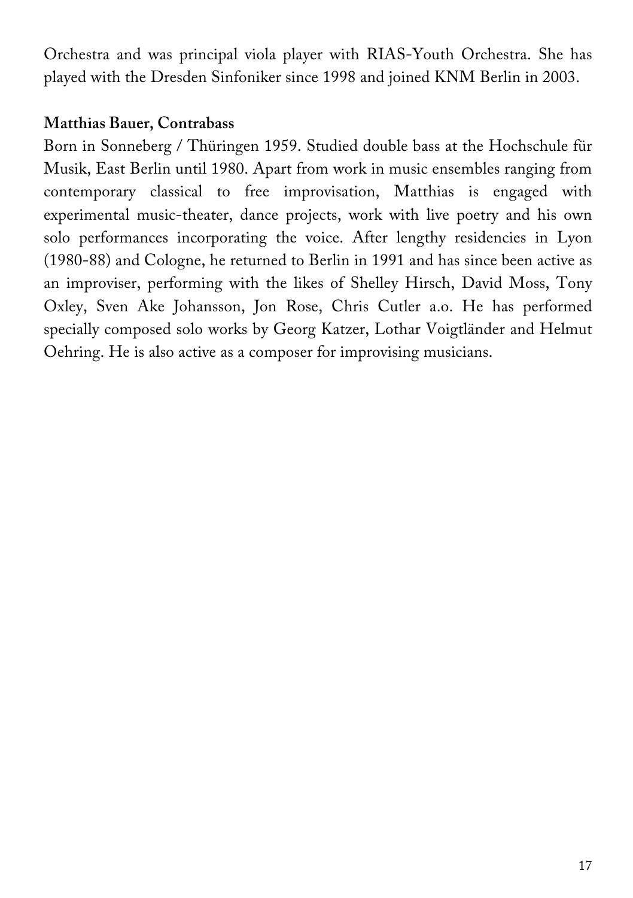Orchestra and was principal viola player with RIAS-Youth Orchestra. She has played with the Dresden Sinfoniker since 1998 and joined KNM Berlin in 2003.

**Matthias Bauer, Contrabass**

Born in Sonneberg / Thüringen 1959. Studied double bass at the Hochschule für Musik, East Berlin until 1980. Apart from work in music ensembles ranging from contemporary classical to free improvisation, Matthias is engaged with experimental music-theater, dance projects, work with live poetry and his own solo performances incorporating the voice. After lengthy residencies in Lyon (1980-88) and Cologne, he returned to Berlin in 1991 and has since been active as an improviser, performing with the likes of Shelley Hirsch, David Moss, Tony Oxley, Sven Ake Johansson, Jon Rose, Chris Cutler a.o. He has performed specially composed solo works by Georg Katzer, Lothar Voigtländer and Helmut Oehring. He is also active as a composer for improvising musicians.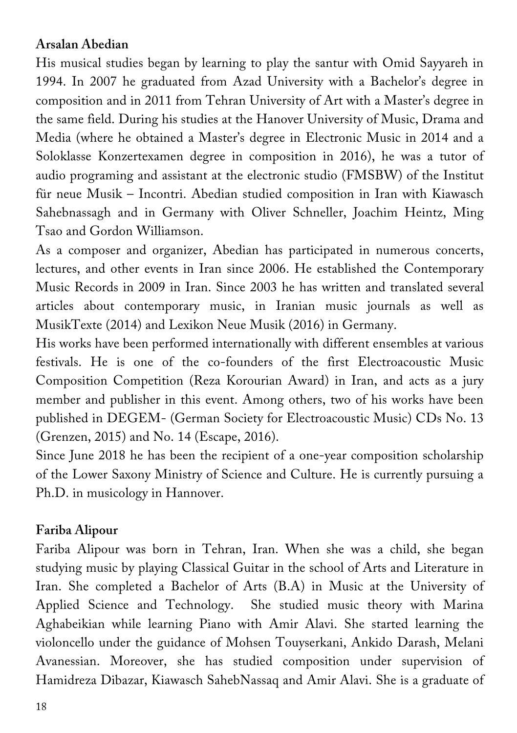**Arsalan Abedian**

His musical studies began by learning to play the santur with Omid Sayyareh in 1994. In 2007 he graduated from Azad University with a Bachelor's degree in composition and in 2011 from Tehran University of Art with a Master's degree in the same field. During his studies at the Hanover University of Music, Drama and Media (where he obtained a Master's degree in Electronic Music in 2014 and a Soloklasse Konzertexamen degree in composition in 2016), he was a tutor of audio programing and assistant at the electronic studio (FMSBW) of the Institut für neue Musik – Incontri. Abedian studied composition in Iran with Kiawasch Sahebnassagh and in Germany with Oliver Schneller, Joachim Heintz, Ming Tsao and Gordon Williamson.

As a composer and organizer, Abedian has participated in numerous concerts, lectures, and other events in Iran since 2006. He established the Contemporary Music Records in 2009 in Iran. Since 2003 he has written and translated several articles about contemporary music, in Iranian music journals as well as MusikTexte (2014) and Lexikon Neue Musik (2016) in Germany.

His works have been performed internationally with different ensembles at various festivals. He is one of the co-founders of the first Electroacoustic Music Composition Competition (Reza Korourian Award) in Iran, and acts as a jury member and publisher in this event. Among others, two of his works have been published in DEGEM- (German Society for Electroacoustic Music) CDs No. 13 (Grenzen, 2015) and No. 14 (Escape, 2016).

Since June 2018 he has been the recipient of a one-year composition scholarship of the Lower Saxony Ministry of Science and Culture. He is currently pursuing a Ph.D. in musicology in Hannover.

**Fariba Alipour**

Fariba Alipour was born in Tehran, Iran. When she was a child, she began studying music by playing Classical Guitar in the school of Arts and Literature in Iran. She completed a Bachelor of Arts (B.A) in Music at the University of Applied Science and Technology. She studied music theory with Marina Aghabeikian while learning Piano with Amir Alavi. She started learning the violoncello under the guidance of Mohsen Touyserkani, Ankido Darash, Melani Avanessian. Moreover, she has studied composition under supervision of Hamidreza Dibazar, Kiawasch SahebNassaq and Amir Alavi. She is a graduate of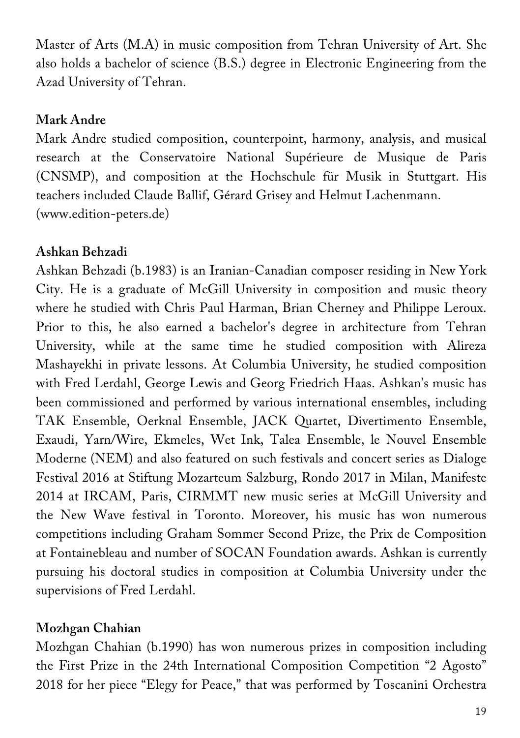Master of Arts (M.A) in music composition from Tehran University of Art. She also holds a bachelor of science (B.S.) degree in Electronic Engineering from the Azad University of Tehran.

**Mark Andre**

Mark Andre studied composition, counterpoint, harmony, analysis, and musical research at the Conservatoire National Supérieure de Musique de Paris (CNSMP), and composition at the Hochschule für Musik in Stuttgart. His teachers included Claude Ballif, Gérard Grisey and Helmut Lachenmann. (www.edition-peters.de)

**Ashkan Behzadi**

Ashkan Behzadi (b.1983) is an Iranian-Canadian composer residing in New York City. He is a graduate of McGill University in composition and music theory where he studied with Chris Paul Harman, Brian Cherney and Philippe Leroux. Prior to this, he also earned a bachelor's degree in architecture from Tehran University, while at the same time he studied composition with Alireza Mashayekhi in private lessons. At Columbia University, he studied composition with Fred Lerdahl, George Lewis and Georg Friedrich Haas. Ashkan's music has been commissioned and performed by various international ensembles, including TAK Ensemble, Oerknal Ensemble, JACK Quartet, Divertimento Ensemble, Exaudi, Yarn/Wire, Ekmeles, Wet Ink, Talea Ensemble, le Nouvel Ensemble Moderne (NEM) and also featured on such festivals and concert series as Dialoge Festival 2016 at Stiftung Mozarteum Salzburg, Rondo 2017 in Milan, Manifeste 2014 at IRCAM, Paris, CIRMMT new music series at McGill University and the New Wave festival in Toronto. Moreover, his music has won numerous competitions including Graham Sommer Second Prize, the Prix de Composition at Fontainebleau and number of SOCAN Foundation awards. Ashkan is currently pursuing his doctoral studies in composition at Columbia University under the supervisions of Fred Lerdahl.

**Mozhgan Chahian**

Mozhgan Chahian (b.1990) has won numerous prizes in composition including the First Prize in the 24th International Composition Competition "2 Agosto" 2018 for her piece "Elegy for Peace," that was performed by Toscanini Orchestra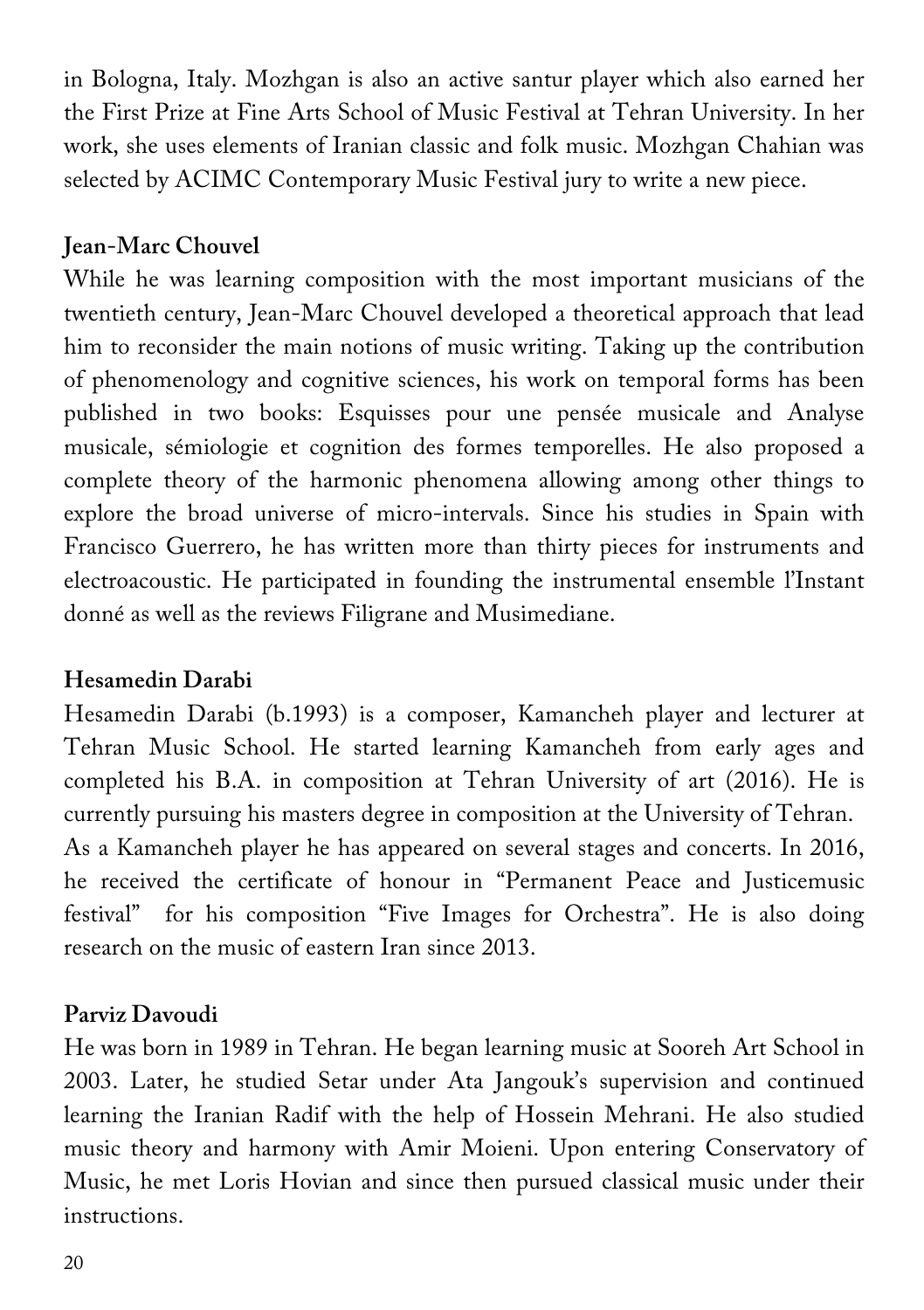in Bologna, Italy. Mozhgan is also an active santur player which also earned her the First Prize at Fine Arts School of Music Festival at Tehran University. In her work, she uses elements of Iranian classic and folk music. Mozhgan Chahian was selected by ACIMC Contemporary Music Festival jury to write a new piece.

**Jean-Marc Chouvel**

While he was learning composition with the most important musicians of the twentieth century, Jean-Marc Chouvel developed a theoretical approach that lead him to reconsider the main notions of music writing. Taking up the contribution of phenomenology and cognitive sciences, his work on temporal forms has been published in two books: Esquisses pour une pensée musicale and Analyse musicale, sémiologie et cognition des formes temporelles. He also proposed a complete theory of the harmonic phenomena allowing among other things to explore the broad universe of micro-intervals. Since his studies in Spain with Francisco Guerrero, he has written more than thirty pieces for instruments and electroacoustic. He participated in founding the instrumental ensemble l'Instant donné as well as the reviews Filigrane and Musimediane.

**Hesamedin Darabi**

Hesamedin Darabi (b.1993) is a composer, Kamancheh player and lecturer at Tehran Music School. He started learning Kamancheh from early ages and completed his B.A. in composition at Tehran University of art (2016). He is currently pursuing his masters degree in composition at the University of Tehran.
As a Kamancheh player he has appeared on several stages and concerts. In 2016, he received the certificate of honour in "Permanent Peace and Justicemusic festival" for his composition "Five Images for Orchestra". He is also doing research on the music of eastern Iran since 2013.

**Parviz Davoudi**

He was born in 1989 in Tehran. He began learning music at Sooreh Art School in 2003. Later, he studied Setar under Ata Jangouk's supervision and continued learning the Iranian Radif with the help of Hossein Mehrani. He also studied music theory and harmony with Amir Moieni. Upon entering Conservatory of Music, he met Loris Hovian and since then pursued classical music under their instructions.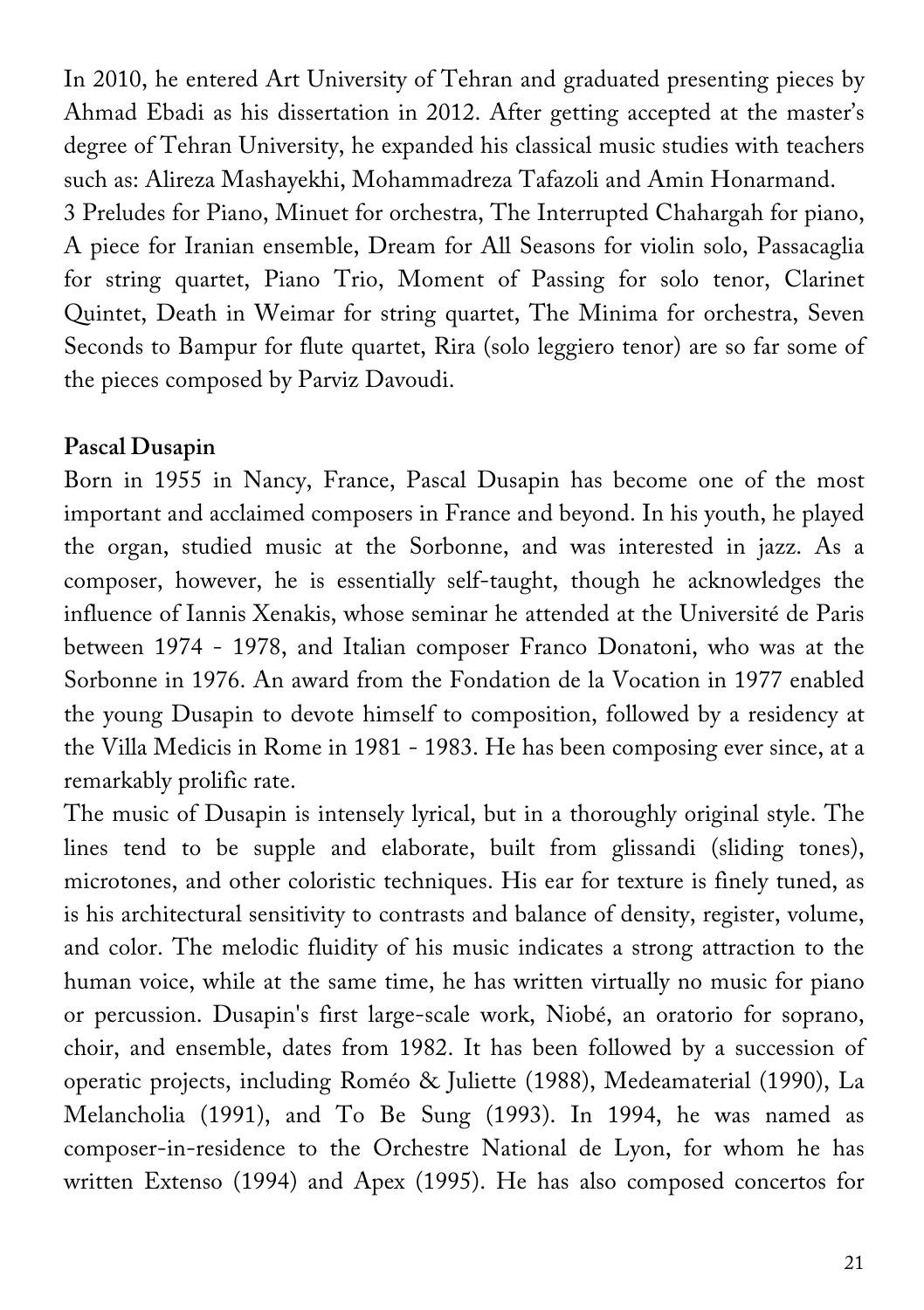In 2010, he entered Art University of Tehran and graduated presenting pieces by Ahmad Ebadi as his dissertation in 2012. After getting accepted at the master's degree of Tehran University, he expanded his classical music studies with teachers such as: Alireza Mashayekhi, Mohammadreza Tafazoli and Amin Honarmand.
3 Preludes for Piano, Minuet for orchestra, The Interrupted Chahargah for piano, A piece for Iranian ensemble, Dream for All Seasons for violin solo, Passacaglia for string quartet, Piano Trio, Moment of Passing for solo tenor, Clarinet Quintet, Death in Weimar for string quartet, The Minima for orchestra, Seven Seconds to Bampur for flute quartet, Rira (solo leggiero tenor) are so far some of the pieces composed by Parviz Davoudi.

**Pascal Dusapin**

Born in 1955 in Nancy, France, Pascal Dusapin has become one of the most important and acclaimed composers in France and beyond. In his youth, he played the organ, studied music at the Sorbonne, and was interested in jazz. As a composer, however, he is essentially self-taught, though he acknowledges the influence of Iannis Xenakis, whose seminar he attended at the Université de Paris between 1974 - 1978, and Italian composer Franco Donatoni, who was at the Sorbonne in 1976. An award from the Fondation de la Vocation in 1977 enabled the young Dusapin to devote himself to composition, followed by a residency at the Villa Medicis in Rome in 1981 - 1983. He has been composing ever since, at a remarkably prolific rate.
The music of Dusapin is intensely lyrical, but in a thoroughly original style. The lines tend to be supple and elaborate, built from glissandi (sliding tones), microtones, and other coloristic techniques. His ear for texture is finely tuned, as is his architectural sensitivity to contrasts and balance of density, register, volume, and color. The melodic fluidity of his music indicates a strong attraction to the human voice, while at the same time, he has written virtually no music for piano or percussion. Dusapin's first large-scale work, Niobé, an oratorio for soprano, choir, and ensemble, dates from 1982. It has been followed by a succession of operatic projects, including Roméo & Juliette (1988), Medeamaterial (1990), La Melancholia (1991), and To Be Sung (1993). In 1994, he was named as composer-in-residence to the Orchestre National de Lyon, for whom he has written Extenso (1994) and Apex (1995). He has also composed concertos for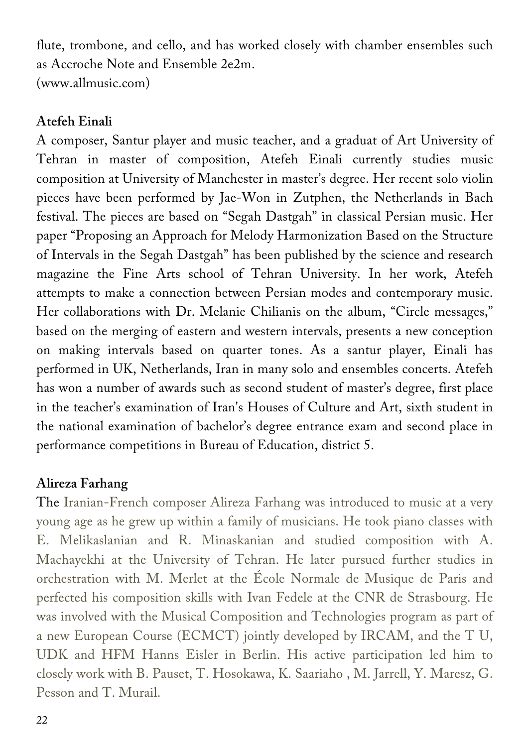flute, trombone, and cello, and has worked closely with chamber ensembles such as Accroche Note and Ensemble 2e2m.
(www.allmusic.com)

**Atefeh Einali**

A composer, Santur player and music teacher, and a graduat of Art University of Tehran in master of composition, Atefeh Einali currently studies music composition at University of Manchester in master's degree. Her recent solo violin pieces have been performed by Jae-Won in Zutphen, the Netherlands in Bach festival. The pieces are based on "Segah Dastgah" in classical Persian music. Her paper "Proposing an Approach for Melody Harmonization Based on the Structure of Intervals in the Segah Dastgah" has been published by the science and research magazine the Fine Arts school of Tehran University. In her work, Atefeh attempts to make a connection between Persian modes and contemporary music. Her collaborations with Dr. Melanie Chilianis on the album, "Circle messages," based on the merging of eastern and western intervals, presents a new conception on making intervals based on quarter tones. As a santur player, Einali has performed in UK, Netherlands, Iran in many solo and ensembles concerts. Atefeh has won a number of awards such as second student of master's degree, first place in the teacher's examination of Iran's Houses of Culture and Art, sixth student in the national examination of bachelor's degree entrance exam and second place in performance competitions in Bureau of Education, district 5.

**Alireza Farhang**

The Iranian-French composer Alireza Farhang was introduced to music at a very young age as he grew up within a family of musicians. He took piano classes with E. Melikaslanian and R. Minaskanian and studied composition with A. Machayekhi at the University of Tehran. He later pursued further studies in orchestration with M. Merlet at the École Normale de Musique de Paris and perfected his composition skills with Ivan Fedele at the CNR de Strasbourg. He was involved with the Musical Composition and Technologies program as part of a new European Course (ECMCT) jointly developed by IRCAM, and the T U, UDK and HFM Hanns Eisler in Berlin. His active participation led him to closely work with B. Pauset, T. Hosokawa, K. Saariaho , M. Jarrell, Y. Maresz, G. Pesson and T. Murail.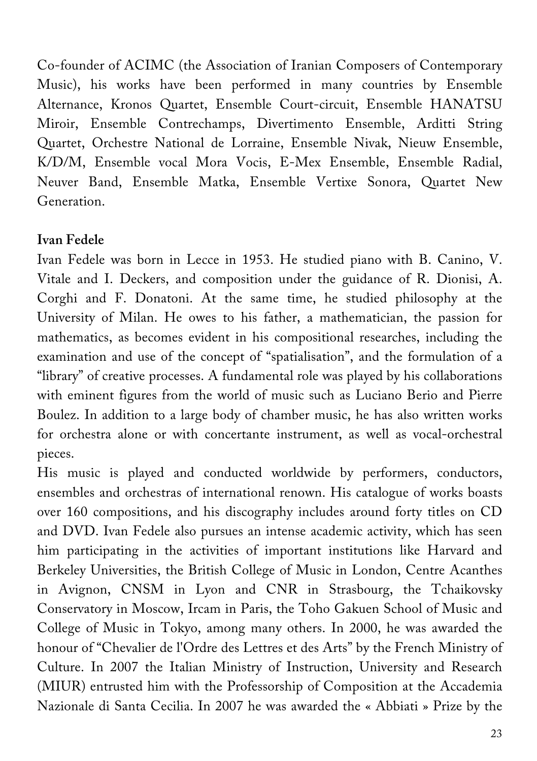Co-founder of ACIMC (the Association of Iranian Composers of Contemporary Music), his works have been performed in many countries by Ensemble Alternance, Kronos Quartet, Ensemble Court-circuit, Ensemble HANATSU Miroir, Ensemble Contrechamps, Divertimento Ensemble, Arditti String Quartet, Orchestre National de Lorraine, Ensemble Nivak, Nieuw Ensemble, K/D/M, Ensemble vocal Mora Vocis, E-Mex Ensemble, Ensemble Radial, Neuver Band, Ensemble Matka, Ensemble Vertixe Sonora, Quartet New Generation.

**Ivan Fedele**

Ivan Fedele was born in Lecce in 1953. He studied piano with B. Canino, V. Vitale and I. Deckers, and composition under the guidance of R. Dionisi, A. Corghi and F. Donatoni. At the same time, he studied philosophy at the University of Milan. He owes to his father, a mathematician, the passion for mathematics, as becomes evident in his compositional researches, including the examination and use of the concept of "spatialisation", and the formulation of a "library" of creative processes. A fundamental role was played by his collaborations with eminent figures from the world of music such as Luciano Berio and Pierre Boulez. In addition to a large body of chamber music, he has also written works for orchestra alone or with concertante instrument, as well as vocal-orchestral pieces.

His music is played and conducted worldwide by performers, conductors, ensembles and orchestras of international renown. His catalogue of works boasts over 160 compositions, and his discography includes around forty titles on CD and DVD. Ivan Fedele also pursues an intense academic activity, which has seen him participating in the activities of important institutions like Harvard and Berkeley Universities, the British College of Music in London, Centre Acanthes in Avignon, CNSM in Lyon and CNR in Strasbourg, the Tchaikovsky Conservatory in Moscow, Ircam in Paris, the Toho Gakuen School of Music and College of Music in Tokyo, among many others. In 2000, he was awarded the honour of "Chevalier de l'Ordre des Lettres et des Arts" by the French Ministry of Culture. In 2007 the Italian Ministry of Instruction, University and Research (MIUR) entrusted him with the Professorship of Composition at the Accademia Nazionale di Santa Cecilia. In 2007 he was awarded the « Abbiati » Prize by the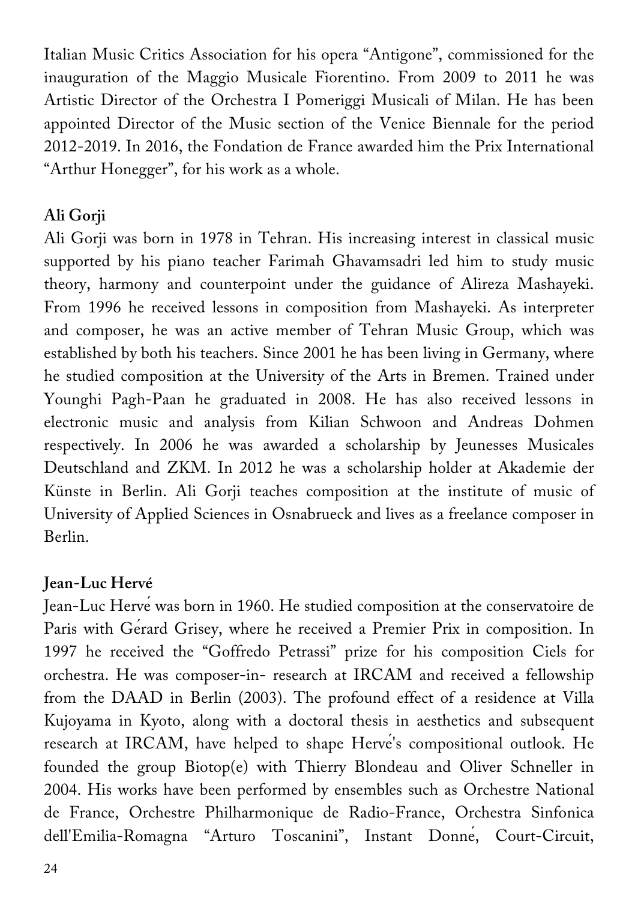Italian Music Critics Association for his opera "Antigone", commissioned for the inauguration of the Maggio Musicale Fiorentino. From 2009 to 2011 he was Artistic Director of the Orchestra I Pomeriggi Musicali of Milan. He has been appointed Director of the Music section of the Venice Biennale for the period 2012-2019. In 2016, the Fondation de France awarded him the Prix International "Arthur Honegger", for his work as a whole.

**Ali Gorji**

Ali Gorji was born in 1978 in Tehran. His increasing interest in classical music supported by his piano teacher Farimah Ghavamsadri led him to study music theory, harmony and counterpoint under the guidance of Alireza Mashayeki. From 1996 he received lessons in composition from Mashayeki. As interpreter and composer, he was an active member of Tehran Music Group, which was established by both his teachers. Since 2001 he has been living in Germany, where he studied composition at the University of the Arts in Bremen. Trained under Younghi Pagh-Paan he graduated in 2008. He has also received lessons in electronic music and analysis from Kilian Schwoon and Andreas Dohmen respectively. In 2006 he was awarded a scholarship by Jeunesses Musicales Deutschland and ZKM. In 2012 he was a scholarship holder at Akademie der Künste in Berlin. Ali Gorji teaches composition at the institute of music of University of Applied Sciences in Osnabrueck and lives as a freelance composer in Berlin.

**Jean-Luc Hervé**

Jean-Luc Hervé was born in 1960. He studied composition at the conservatoire de Paris with Gérard Grisey, where he received a Premier Prix in composition. In 1997 he received the "Goffredo Petrassi" prize for his composition Ciels for orchestra. He was composer-in- research at IRCAM and received a fellowship from the DAAD in Berlin (2003). The profound effect of a residence at Villa Kujoyama in Kyoto, along with a doctoral thesis in aesthetics and subsequent research at IRCAM, have helped to shape Hervé's compositional outlook. He founded the group Biotop(e) with Thierry Blondeau and Oliver Schneller in 2004. His works have been performed by ensembles such as Orchestre National de France, Orchestre Philharmonique de Radio-France, Orchestra Sinfonica dell'Emilia-Romagna "Arturo Toscanini", Instant Donné, Court-Circuit,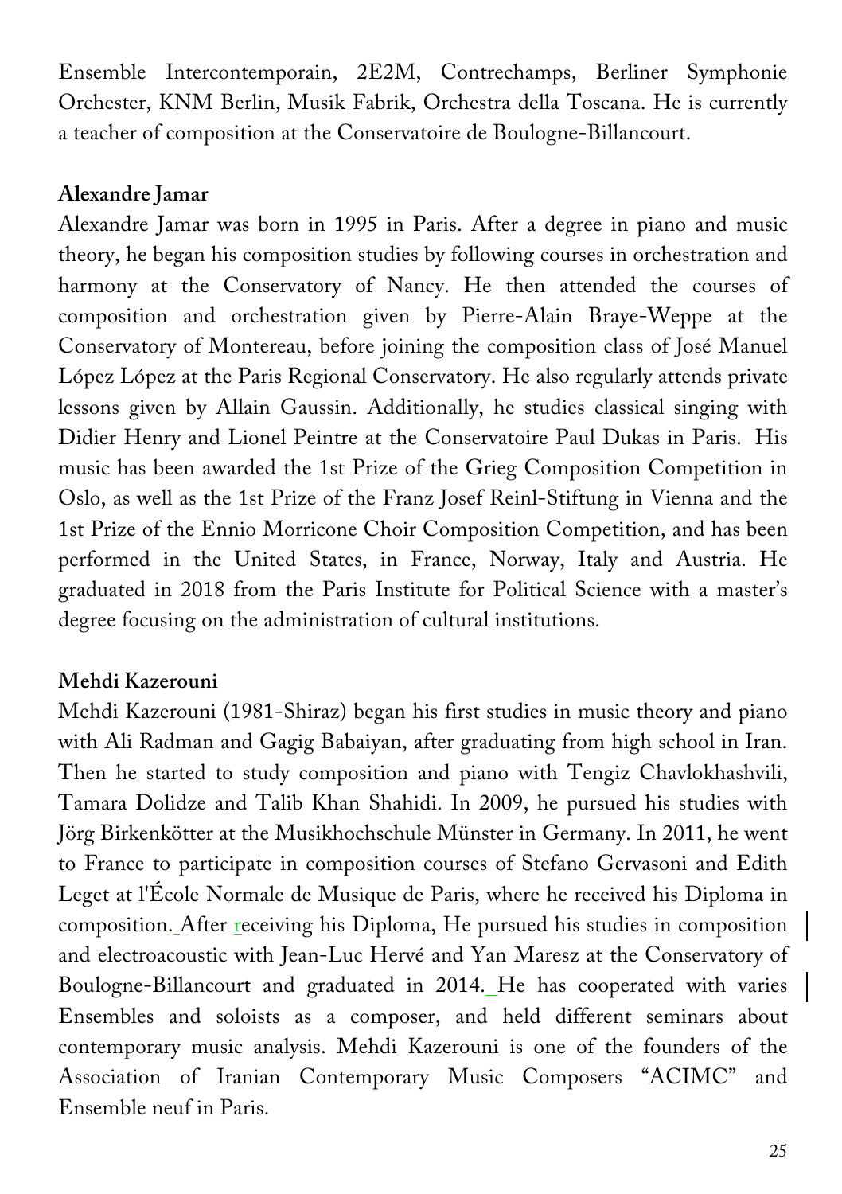Ensemble Intercontemporain, 2E2M, Contrechamps, Berliner Symphonie Orchester, KNM Berlin, Musik Fabrik, Orchestra della Toscana. He is currently a teacher of composition at the Conservatoire de Boulogne-Billancourt.

**Alexandre Jamar**

Alexandre Jamar was born in 1995 in Paris. After a degree in piano and music theory, he began his composition studies by following courses in orchestration and harmony at the Conservatory of Nancy. He then attended the courses of composition and orchestration given by Pierre-Alain Braye-Weppe at the Conservatory of Montereau, before joining the composition class of José Manuel López López at the Paris Regional Conservatory. He also regularly attends private lessons given by Allain Gaussin. Additionally, he studies classical singing with Didier Henry and Lionel Peintre at the Conservatoire Paul Dukas in Paris. His music has been awarded the 1st Prize of the Grieg Composition Competition in Oslo, as well as the 1st Prize of the Franz Josef Reinl-Stiftung in Vienna and the 1st Prize of the Ennio Morricone Choir Composition Competition, and has been performed in the United States, in France, Norway, Italy and Austria. He graduated in 2018 from the Paris Institute for Political Science with a master's degree focusing on the administration of cultural institutions.

**Mehdi Kazerouni**

Mehdi Kazerouni (1981-Shiraz) began his first studies in music theory and piano with Ali Radman and Gagig Babaiyan, after graduating from high school in Iran. Then he started to study composition and piano with Tengiz Chavlokhashvili, Tamara Dolidze and Talib Khan Shahidi. In 2009, he pursued his studies with Jörg Birkenkötter at the Musikhochschule Münster in Germany. In 2011, he went to France to participate in composition courses of Stefano Gervasoni and Edith Leget at l'École Normale de Musique de Paris, where he received his Diploma in composition. After receiving his Diploma, He pursued his studies in composition and electroacoustic with Jean-Luc Hervé and Yan Maresz at the Conservatory of Boulogne-Billancourt and graduated in 2014. He has cooperated with varies Ensembles and soloists as a composer, and held different seminars about contemporary music analysis. Mehdi Kazerouni is one of the founders of the Association of Iranian Contemporary Music Composers "ACIMC" and Ensemble neuf in Paris.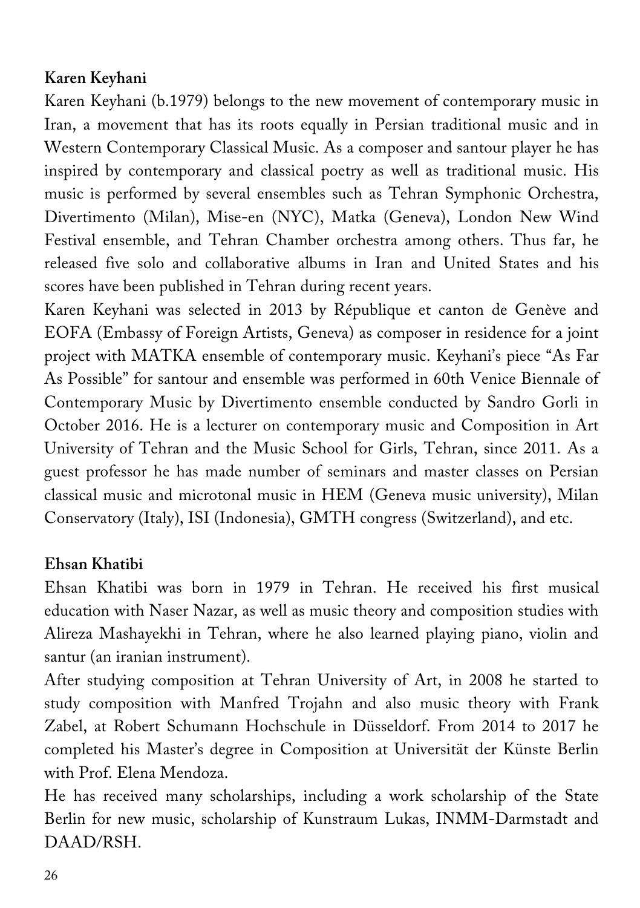**Karen Keyhani**

Karen Keyhani (b.1979) belongs to the new movement of contemporary music in Iran, a movement that has its roots equally in Persian traditional music and in Western Contemporary Classical Music. As a composer and santour player he has inspired by contemporary and classical poetry as well as traditional music. His music is performed by several ensembles such as Tehran Symphonic Orchestra, Divertimento (Milan), Mise-en (NYC), Matka (Geneva), London New Wind Festival ensemble, and Tehran Chamber orchestra among others. Thus far, he released five solo and collaborative albums in Iran and United States and his scores have been published in Tehran during recent years.

Karen Keyhani was selected in 2013 by République et canton de Genève and EOFA (Embassy of Foreign Artists, Geneva) as composer in residence for a joint project with MATKA ensemble of contemporary music. Keyhani's piece "As Far As Possible" for santour and ensemble was performed in 60th Venice Biennale of Contemporary Music by Divertimento ensemble conducted by Sandro Gorli in October 2016. He is a lecturer on contemporary music and Composition in Art University of Tehran and the Music School for Girls, Tehran, since 2011. As a guest professor he has made number of seminars and master classes on Persian classical music and microtonal music in HEM (Geneva music university), Milan Conservatory (Italy), ISI (Indonesia), GMTH congress (Switzerland), and etc.

**Ehsan Khatibi**

Ehsan Khatibi was born in 1979 in Tehran. He received his first musical education with Naser Nazar, as well as music theory and composition studies with Alireza Mashayekhi in Tehran, where he also learned playing piano, violin and santur (an iranian instrument).

After studying composition at Tehran University of Art, in 2008 he started to study composition with Manfred Trojahn and also music theory with Frank Zabel, at Robert Schumann Hochschule in Düsseldorf. From 2014 to 2017 he completed his Master's degree in Composition at Universität der Künste Berlin with Prof. Elena Mendoza.

He has received many scholarships, including a work scholarship of the State Berlin for new music, scholarship of Kunstraum Lukas, INMM-Darmstadt and DAAD/RSH.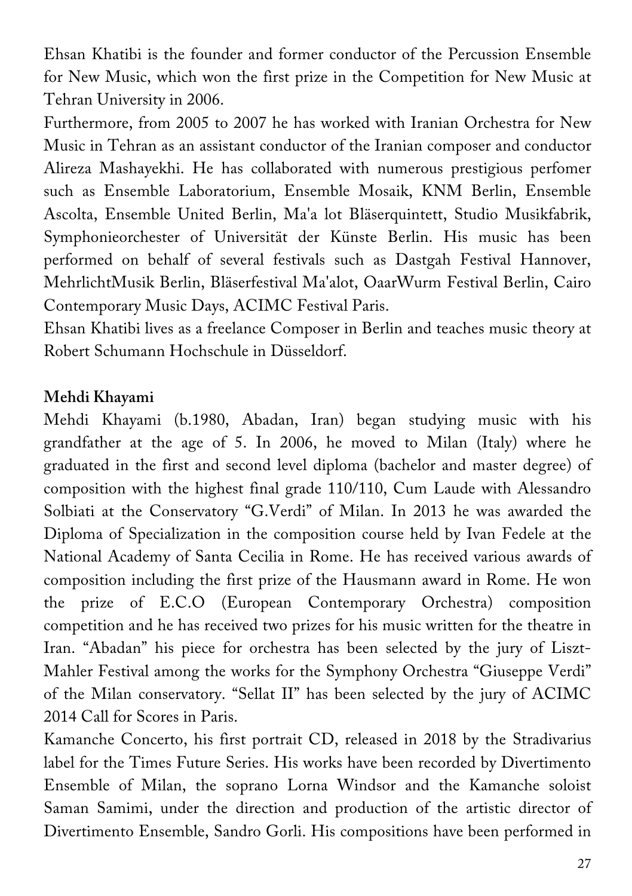Ehsan Khatibi is the founder and former conductor of the Percussion Ensemble for New Music, which won the first prize in the Competition for New Music at Tehran University in 2006.
Furthermore, from 2005 to 2007 he has worked with Iranian Orchestra for New Music in Tehran as an assistant conductor of the Iranian composer and conductor Alireza Mashayekhi. He has collaborated with numerous prestigious perfomer such as Ensemble Laboratorium, Ensemble Mosaik, KNM Berlin, Ensemble Ascolta, Ensemble United Berlin, Ma'a lot Bläserquintett, Studio Musikfabrik, Symphonieorchester of Universität der Künste Berlin. His music has been performed on behalf of several festivals such as Dastgah Festival Hannover, MehrlichtMusik Berlin, Bläserfestival Ma'alot, OaarWurm Festival Berlin, Cairo Contemporary Music Days, ACIMC Festival Paris.
Ehsan Khatibi lives as a freelance Composer in Berlin and teaches music theory at Robert Schumann Hochschule in Düsseldorf.

**Mehdi Khayami**

Mehdi Khayami (b.1980, Abadan, Iran) began studying music with his grandfather at the age of 5. In 2006, he moved to Milan (Italy) where he graduated in the first and second level diploma (bachelor and master degree) of composition with the highest final grade 110/110, Cum Laude with Alessandro Solbiati at the Conservatory "G.Verdi" of Milan. In 2013 he was awarded the Diploma of Specialization in the composition course held by Ivan Fedele at the National Academy of Santa Cecilia in Rome. He has received various awards of composition including the first prize of the Hausmann award in Rome. He won the prize of E.C.O (European Contemporary Orchestra) composition competition and he has received two prizes for his music written for the theatre in Iran. "Abadan" his piece for orchestra has been selected by the jury of Liszt-Mahler Festival among the works for the Symphony Orchestra "Giuseppe Verdi" of the Milan conservatory. "Sellat II" has been selected by the jury of ACIMC 2014 Call for Scores in Paris.
Kamanche Concerto, his first portrait CD, released in 2018 by the Stradivarius label for the Times Future Series. His works have been recorded by Divertimento Ensemble of Milan, the soprano Lorna Windsor and the Kamanche soloist Saman Samimi, under the direction and production of the artistic director of Divertimento Ensemble, Sandro Gorli. His compositions have been performed in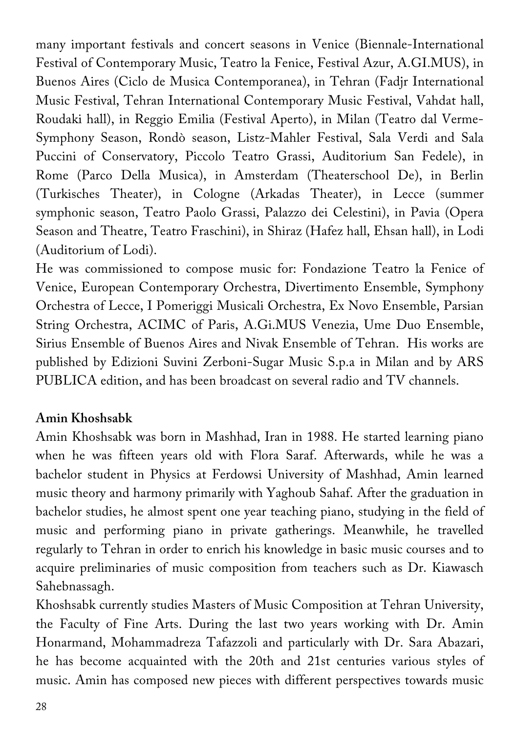many important festivals and concert seasons in Venice (Biennale-International Festival of Contemporary Music, Teatro la Fenice, Festival Azur, A.GI.MUS), in Buenos Aires (Ciclo de Musica Contemporanea), in Tehran (Fadjr International Music Festival, Tehran International Contemporary Music Festival, Vahdat hall, Roudaki hall), in Reggio Emilia (Festival Aperto), in Milan (Teatro dal Verme-Symphony Season, Rondò season, Listz-Mahler Festival, Sala Verdi and Sala Puccini of Conservatory, Piccolo Teatro Grassi, Auditorium San Fedele), in Rome (Parco Della Musica), in Amsterdam (Theaterschool De), in Berlin (Turkisches Theater), in Cologne (Arkadas Theater), in Lecce (summer symphonic season, Teatro Paolo Grassi, Palazzo dei Celestini), in Pavia (Opera Season and Theatre, Teatro Fraschini), in Shiraz (Hafez hall, Ehsan hall), in Lodi (Auditorium of Lodi).

He was commissioned to compose music for: Fondazione Teatro la Fenice of Venice, European Contemporary Orchestra, Divertimento Ensemble, Symphony Orchestra of Lecce, I Pomeriggi Musicali Orchestra, Ex Novo Ensemble, Parsian String Orchestra, ACIMC of Paris, A.Gi.MUS Venezia, Ume Duo Ensemble, Sirius Ensemble of Buenos Aires and Nivak Ensemble of Tehran. His works are published by Edizioni Suvini Zerboni-Sugar Music S.p.a in Milan and by ARS PUBLICA edition, and has been broadcast on several radio and TV channels.

**Amin Khoshsabk**

Amin Khoshsabk was born in Mashhad, Iran in 1988. He started learning piano when he was fifteen years old with Flora Saraf. Afterwards, while he was a bachelor student in Physics at Ferdowsi University of Mashhad, Amin learned music theory and harmony primarily with Yaghoub Sahaf. After the graduation in bachelor studies, he almost spent one year teaching piano, studying in the field of music and performing piano in private gatherings. Meanwhile, he travelled regularly to Tehran in order to enrich his knowledge in basic music courses and to acquire preliminaries of music composition from teachers such as Dr. Kiawasch Sahebnassagh.

Khoshsabk currently studies Masters of Music Composition at Tehran University, the Faculty of Fine Arts. During the last two years working with Dr. Amin Honarmand, Mohammadreza Tafazzoli and particularly with Dr. Sara Abazari, he has become acquainted with the 20th and 21st centuries various styles of music. Amin has composed new pieces with different perspectives towards music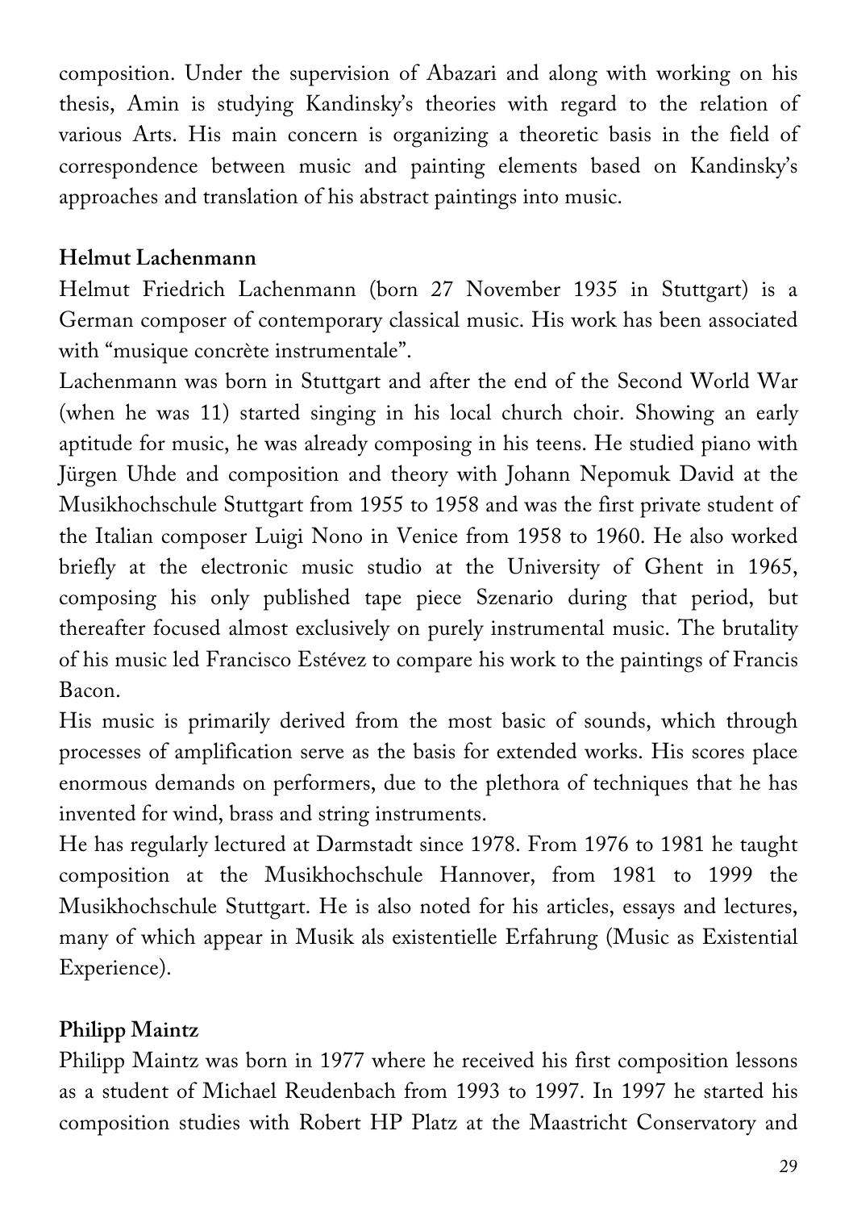composition. Under the supervision of Abazari and along with working on his thesis, Amin is studying Kandinsky's theories with regard to the relation of various Arts. His main concern is organizing a theoretic basis in the field of correspondence between music and painting elements based on Kandinsky's approaches and translation of his abstract paintings into music.

**Helmut Lachenmann**

Helmut Friedrich Lachenmann (born 27 November 1935 in Stuttgart) is a German composer of contemporary classical music. His work has been associated with "musique concrète instrumentale".

Lachenmann was born in Stuttgart and after the end of the Second World War (when he was 11) started singing in his local church choir. Showing an early aptitude for music, he was already composing in his teens. He studied piano with Jürgen Uhde and composition and theory with Johann Nepomuk David at the Musikhochschule Stuttgart from 1955 to 1958 and was the first private student of the Italian composer Luigi Nono in Venice from 1958 to 1960. He also worked briefly at the electronic music studio at the University of Ghent in 1965, composing his only published tape piece Szenario during that period, but thereafter focused almost exclusively on purely instrumental music. The brutality of his music led Francisco Estévez to compare his work to the paintings of Francis Bacon.

His music is primarily derived from the most basic of sounds, which through processes of amplification serve as the basis for extended works. His scores place enormous demands on performers, due to the plethora of techniques that he has invented for wind, brass and string instruments.

He has regularly lectured at Darmstadt since 1978. From 1976 to 1981 he taught composition at the Musikhochschule Hannover, from 1981 to 1999 the Musikhochschule Stuttgart. He is also noted for his articles, essays and lectures, many of which appear in Musik als existentielle Erfahrung (Music as Existential Experience).

**Philipp Maintz**

Philipp Maintz was born in 1977 where he received his first composition lessons as a student of Michael Reudenbach from 1993 to 1997. In 1997 he started his composition studies with Robert HP Platz at the Maastricht Conservatory and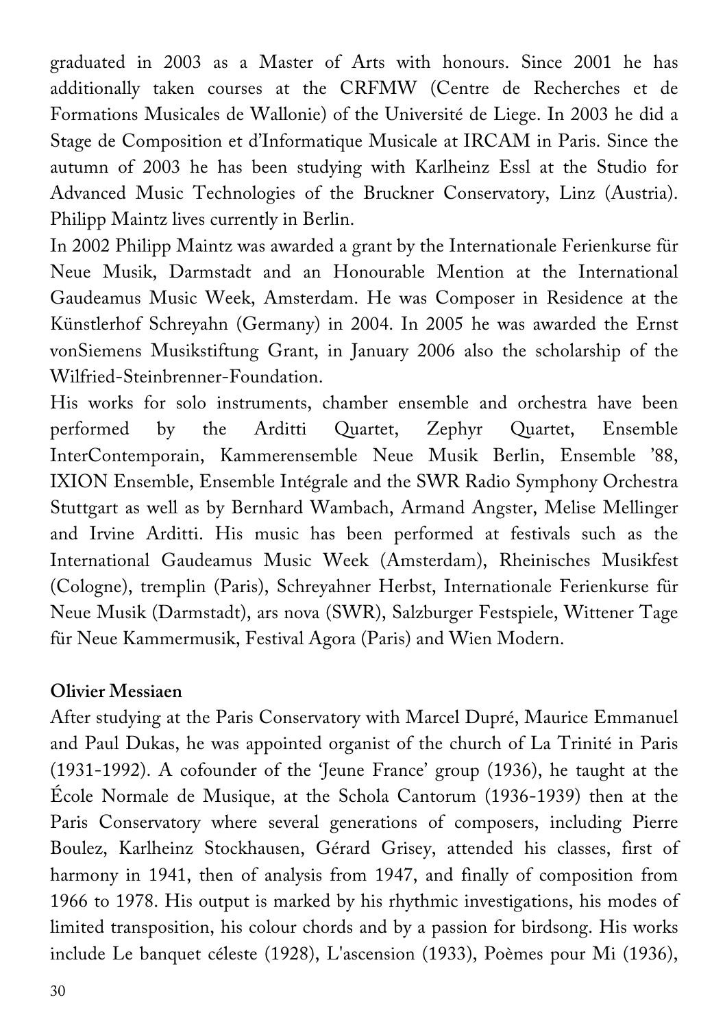graduated in 2003 as a Master of Arts with honours. Since 2001 he has additionally taken courses at the CRFMW (Centre de Recherches et de Formations Musicales de Wallonie) of the Université de Liege. In 2003 he did a Stage de Composition et d'Informatique Musicale at IRCAM in Paris. Since the autumn of 2003 he has been studying with Karlheinz Essl at the Studio for Advanced Music Technologies of the Bruckner Conservatory, Linz (Austria). Philipp Maintz lives currently in Berlin.

In 2002 Philipp Maintz was awarded a grant by the Internationale Ferienkurse für Neue Musik, Darmstadt and an Honourable Mention at the International Gaudeamus Music Week, Amsterdam. He was Composer in Residence at the Künstlerhof Schreyahn (Germany) in 2004. In 2005 he was awarded the Ernst vonSiemens Musikstiftung Grant, in January 2006 also the scholarship of the Wilfried-Steinbrenner-Foundation.

His works for solo instruments, chamber ensemble and orchestra have been performed by the Arditti Quartet, Zephyr Quartet, Ensemble InterContemporain, Kammerensemble Neue Musik Berlin, Ensemble '88, IXION Ensemble, Ensemble Intégrale and the SWR Radio Symphony Orchestra Stuttgart as well as by Bernhard Wambach, Armand Angster, Melise Mellinger and Irvine Arditti. His music has been performed at festivals such as the International Gaudeamus Music Week (Amsterdam), Rheinisches Musikfest (Cologne), tremplin (Paris), Schreyahner Herbst, Internationale Ferienkurse für Neue Musik (Darmstadt), ars nova (SWR), Salzburger Festspiele, Wittener Tage für Neue Kammermusik, Festival Agora (Paris) and Wien Modern.

**Olivier Messiaen**

After studying at the Paris Conservatory with Marcel Dupré, Maurice Emmanuel and Paul Dukas, he was appointed organist of the church of La Trinité in Paris (1931-1992). A cofounder of the 'Jeune France' group (1936), he taught at the École Normale de Musique, at the Schola Cantorum (1936-1939) then at the Paris Conservatory where several generations of composers, including Pierre Boulez, Karlheinz Stockhausen, Gérard Grisey, attended his classes, first of harmony in 1941, then of analysis from 1947, and finally of composition from 1966 to 1978. His output is marked by his rhythmic investigations, his modes of limited transposition, his colour chords and by a passion for birdsong. His works include Le banquet céleste (1928), L'ascension (1933), Poèmes pour Mi (1936),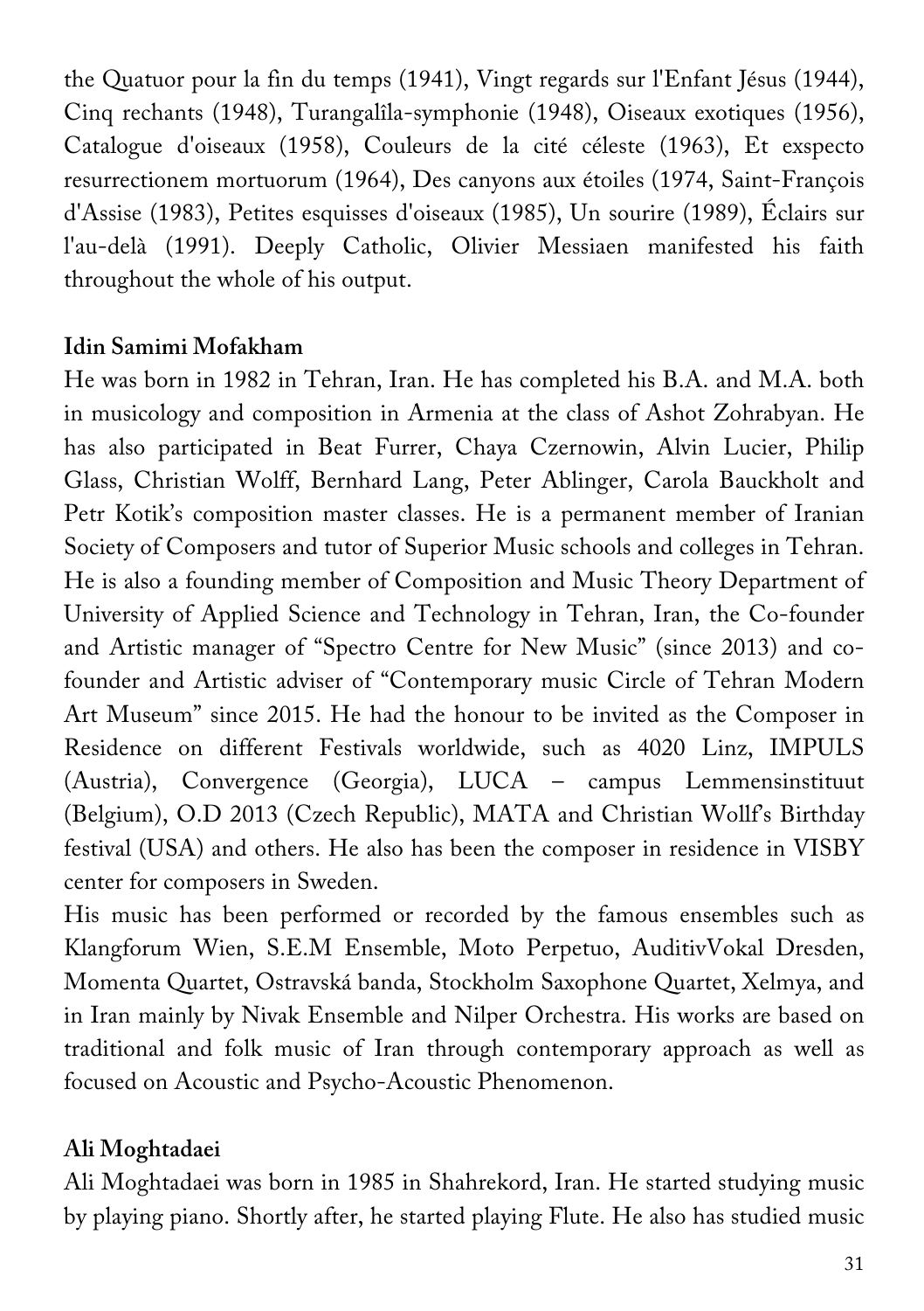the Quatuor pour la fin du temps (1941), Vingt regards sur l'Enfant Jésus (1944), Cinq rechants (1948), Turangalîla-symphonie (1948), Oiseaux exotiques (1956), Catalogue d'oiseaux (1958), Couleurs de la cité céleste (1963), Et exspecto resurrectionem mortuorum (1964), Des canyons aux étoiles (1974, Saint-François d'Assise (1983), Petites esquisses d'oiseaux (1985), Un sourire (1989), Éclairs sur l'au-delà (1991). Deeply Catholic, Olivier Messiaen manifested his faith throughout the whole of his output.

**Idin Samimi Mofakham**

He was born in 1982 in Tehran, Iran. He has completed his B.A. and M.A. both in musicology and composition in Armenia at the class of Ashot Zohrabyan. He has also participated in Beat Furrer, Chaya Czernowin, Alvin Lucier, Philip Glass, Christian Wolff, Bernhard Lang, Peter Ablinger, Carola Bauckholt and Petr Kotik's composition master classes. He is a permanent member of Iranian Society of Composers and tutor of Superior Music schools and colleges in Tehran. He is also a founding member of Composition and Music Theory Department of University of Applied Science and Technology in Tehran, Iran, the Co-founder and Artistic manager of "Spectro Centre for New Music" (since 2013) and co-founder and Artistic adviser of "Contemporary music Circle of Tehran Modern Art Museum" since 2015. He had the honour to be invited as the Composer in Residence on different Festivals worldwide, such as 4020 Linz, IMPULS (Austria), Convergence (Georgia), LUCA – campus Lemmensinstituut (Belgium), O.D 2013 (Czech Republic), MATA and Christian Wolff's Birthday festival (USA) and others. He also has been the composer in residence in VISBY center for composers in Sweden.

His music has been performed or recorded by the famous ensembles such as Klangforum Wien, S.E.M Ensemble, Moto Perpetuo, AuditivVokal Dresden, Momenta Quartet, Ostravská banda, Stockholm Saxophone Quartet, Xelmya, and in Iran mainly by Nivak Ensemble and Nilper Orchestra. His works are based on traditional and folk music of Iran through contemporary approach as well as focused on Acoustic and Psycho-Acoustic Phenomenon.

**Ali Moghtadaei**

Ali Moghtadaei was born in 1985 in Shahrekord, Iran. He started studying music by playing piano. Shortly after, he started playing Flute. He also has studied music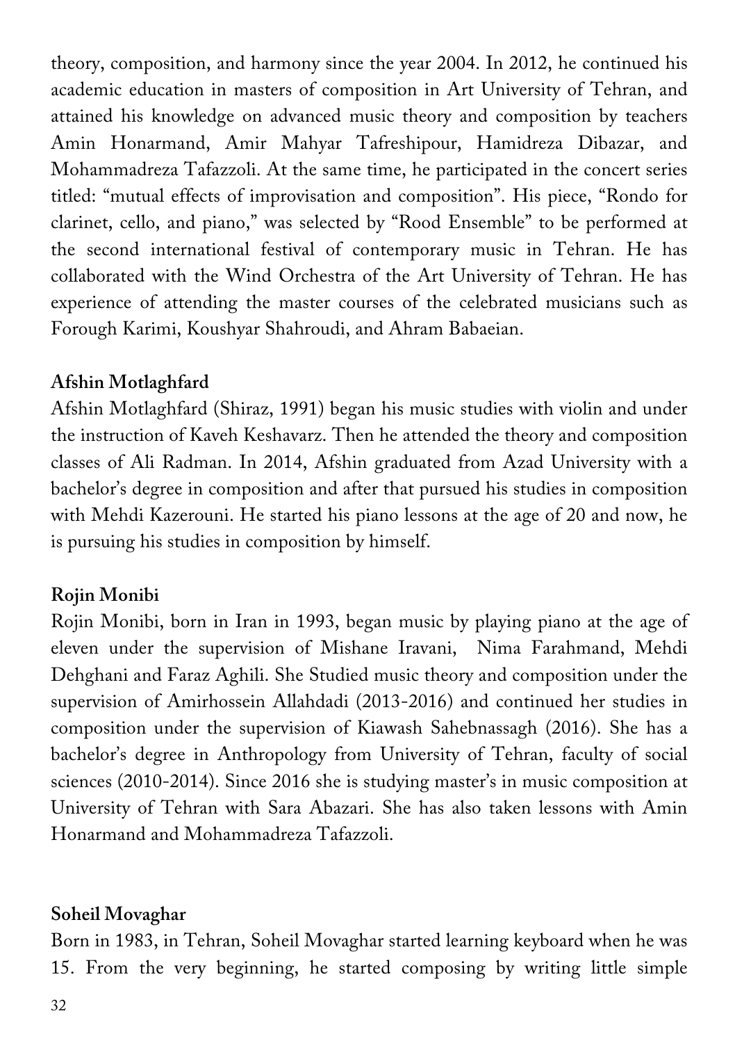theory, composition, and harmony since the year 2004. In 2012, he continued his academic education in masters of composition in Art University of Tehran, and attained his knowledge on advanced music theory and composition by teachers Amin Honarmand, Amir Mahyar Tafreshipour, Hamidreza Dibazar, and Mohammadreza Tafazzoli. At the same time, he participated in the concert series titled: "mutual effects of improvisation and composition". His piece, "Rondo for clarinet, cello, and piano," was selected by "Rood Ensemble" to be performed at the second international festival of contemporary music in Tehran. He has collaborated with the Wind Orchestra of the Art University of Tehran. He has experience of attending the master courses of the celebrated musicians such as Forough Karimi, Koushyar Shahroudi, and Ahram Babaeian.

**Afshin Motlaghfard**

Afshin Motlaghfard (Shiraz, 1991) began his music studies with violin and under the instruction of Kaveh Keshavarz. Then he attended the theory and composition classes of Ali Radman. In 2014, Afshin graduated from Azad University with a bachelor's degree in composition and after that pursued his studies in composition with Mehdi Kazerouni. He started his piano lessons at the age of 20 and now, he is pursuing his studies in composition by himself.

**Rojin Monibi**

Rojin Monibi, born in Iran in 1993, began music by playing piano at the age of eleven under the supervision of Mishane Iravani, Nima Farahmand, Mehdi Dehghani and Faraz Aghili. She Studied music theory and composition under the supervision of Amirhossein Allahdadi (2013-2016) and continued her studies in composition under the supervision of Kiawash Sahebnassagh (2016). She has a bachelor's degree in Anthropology from University of Tehran, faculty of social sciences (2010-2014). Since 2016 she is studying master's in music composition at University of Tehran with Sara Abazari. She has also taken lessons with Amin Honarmand and Mohammadreza Tafazzoli.

**Soheil Movaghar**

Born in 1983, in Tehran, Soheil Movaghar started learning keyboard when he was 15. From the very beginning, he started composing by writing little simple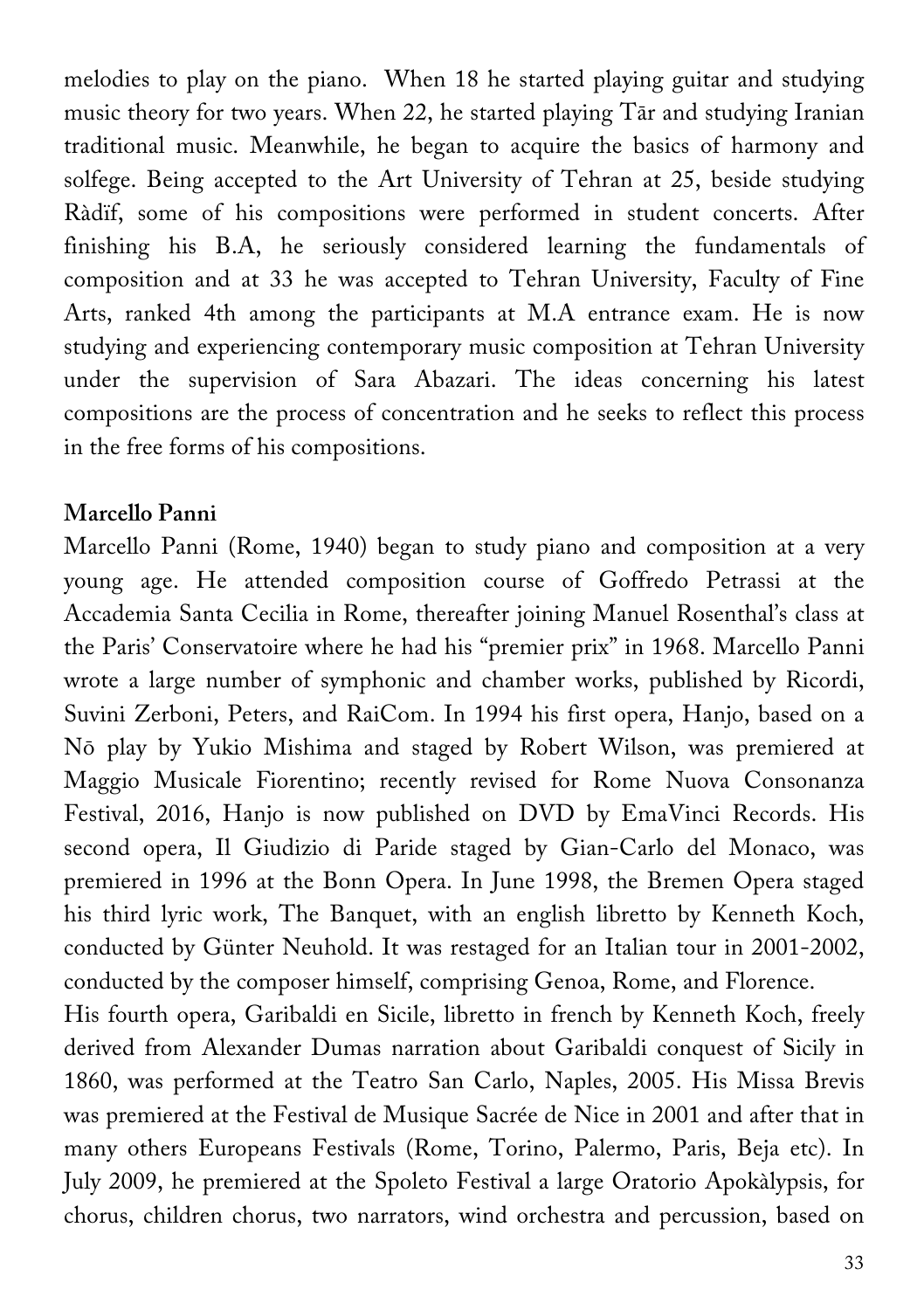melodies to play on the piano. When 18 he started playing guitar and studying music theory for two years. When 22, he started playing Tār and studying Iranian traditional music. Meanwhile, he began to acquire the basics of harmony and solfege. Being accepted to the Art University of Tehran at 25, beside studying Ràdïf, some of his compositions were performed in student concerts. After finishing his B.A, he seriously considered learning the fundamentals of composition and at 33 he was accepted to Tehran University, Faculty of Fine Arts, ranked 4th among the participants at M.A entrance exam. He is now studying and experiencing contemporary music composition at Tehran University under the supervision of Sara Abazari. The ideas concerning his latest compositions are the process of concentration and he seeks to reflect this process in the free forms of his compositions.

**Marcello Panni**

Marcello Panni (Rome, 1940) began to study piano and composition at a very young age. He attended composition course of Goffredo Petrassi at the Accademia Santa Cecilia in Rome, thereafter joining Manuel Rosenthal's class at the Paris' Conservatoire where he had his "premier prix" in 1968. Marcello Panni wrote a large number of symphonic and chamber works, published by Ricordi, Suvini Zerboni, Peters, and RaiCom. In 1994 his first opera, Hanjo, based on a Nō play by Yukio Mishima and staged by Robert Wilson, was premiered at Maggio Musicale Fiorentino; recently revised for Rome Nuova Consonanza Festival, 2016, Hanjo is now published on DVD by EmaVinci Records. His second opera, Il Giudizio di Paride staged by Gian-Carlo del Monaco, was premiered in 1996 at the Bonn Opera. In June 1998, the Bremen Opera staged his third lyric work, The Banquet, with an english libretto by Kenneth Koch, conducted by Günter Neuhold. It was restaged for an Italian tour in 2001-2002, conducted by the composer himself, comprising Genoa, Rome, and Florence.
His fourth opera, Garibaldi en Sicile, libretto in french by Kenneth Koch, freely derived from Alexander Dumas narration about Garibaldi conquest of Sicily in 1860, was performed at the Teatro San Carlo, Naples, 2005. His Missa Brevis was premiered at the Festival de Musique Sacrée de Nice in 2001 and after that in many others Europeans Festivals (Rome, Torino, Palermo, Paris, Beja etc). In July 2009, he premiered at the Spoleto Festival a large Oratorio Apokàlypsis, for chorus, children chorus, two narrators, wind orchestra and percussion, based on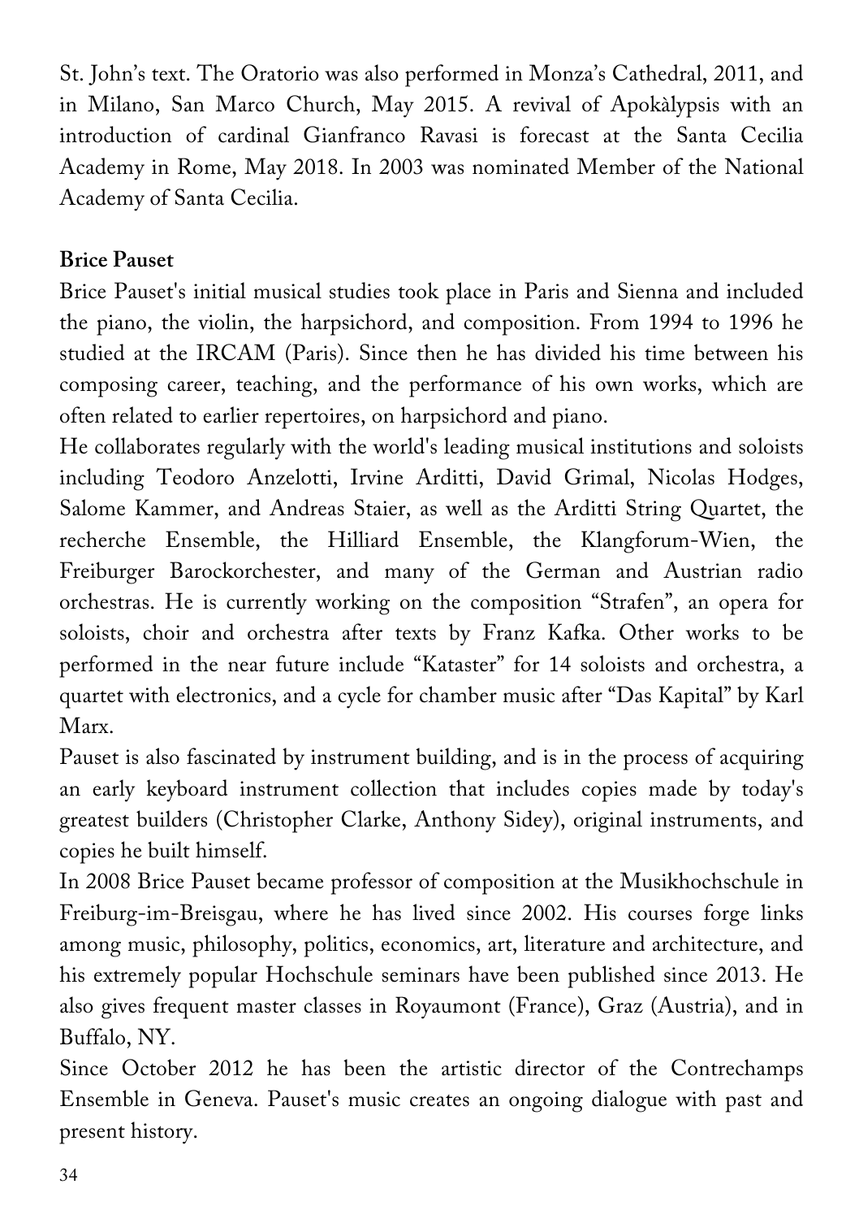St. John's text. The Oratorio was also performed in Monza's Cathedral, 2011, and in Milano, San Marco Church, May 2015. A revival of Apokàlypsis with an introduction of cardinal Gianfranco Ravasi is forecast at the Santa Cecilia Academy in Rome, May 2018. In 2003 was nominated Member of the National Academy of Santa Cecilia.

**Brice Pauset**

Brice Pauset's initial musical studies took place in Paris and Sienna and included the piano, the violin, the harpsichord, and composition. From 1994 to 1996 he studied at the IRCAM (Paris). Since then he has divided his time between his composing career, teaching, and the performance of his own works, which are often related to earlier repertoires, on harpsichord and piano.

He collaborates regularly with the world's leading musical institutions and soloists including Teodoro Anzelotti, Irvine Arditti, David Grimal, Nicolas Hodges, Salome Kammer, and Andreas Staier, as well as the Arditti String Quartet, the recherche Ensemble, the Hilliard Ensemble, the Klangforum-Wien, the Freiburger Barockorchester, and many of the German and Austrian radio orchestras. He is currently working on the composition "Strafen", an opera for soloists, choir and orchestra after texts by Franz Kafka. Other works to be performed in the near future include "Kataster" for 14 soloists and orchestra, a quartet with electronics, and a cycle for chamber music after "Das Kapital" by Karl Marx.

Pauset is also fascinated by instrument building, and is in the process of acquiring an early keyboard instrument collection that includes copies made by today's greatest builders (Christopher Clarke, Anthony Sidey), original instruments, and copies he built himself.

In 2008 Brice Pauset became professor of composition at the Musikhochschule in Freiburg-im-Breisgau, where he has lived since 2002. His courses forge links among music, philosophy, politics, economics, art, literature and architecture, and his extremely popular Hochschule seminars have been published since 2013. He also gives frequent master classes in Royaumont (France), Graz (Austria), and in Buffalo, NY.

Since October 2012 he has been the artistic director of the Contrechamps Ensemble in Geneva. Pauset's music creates an ongoing dialogue with past and present history.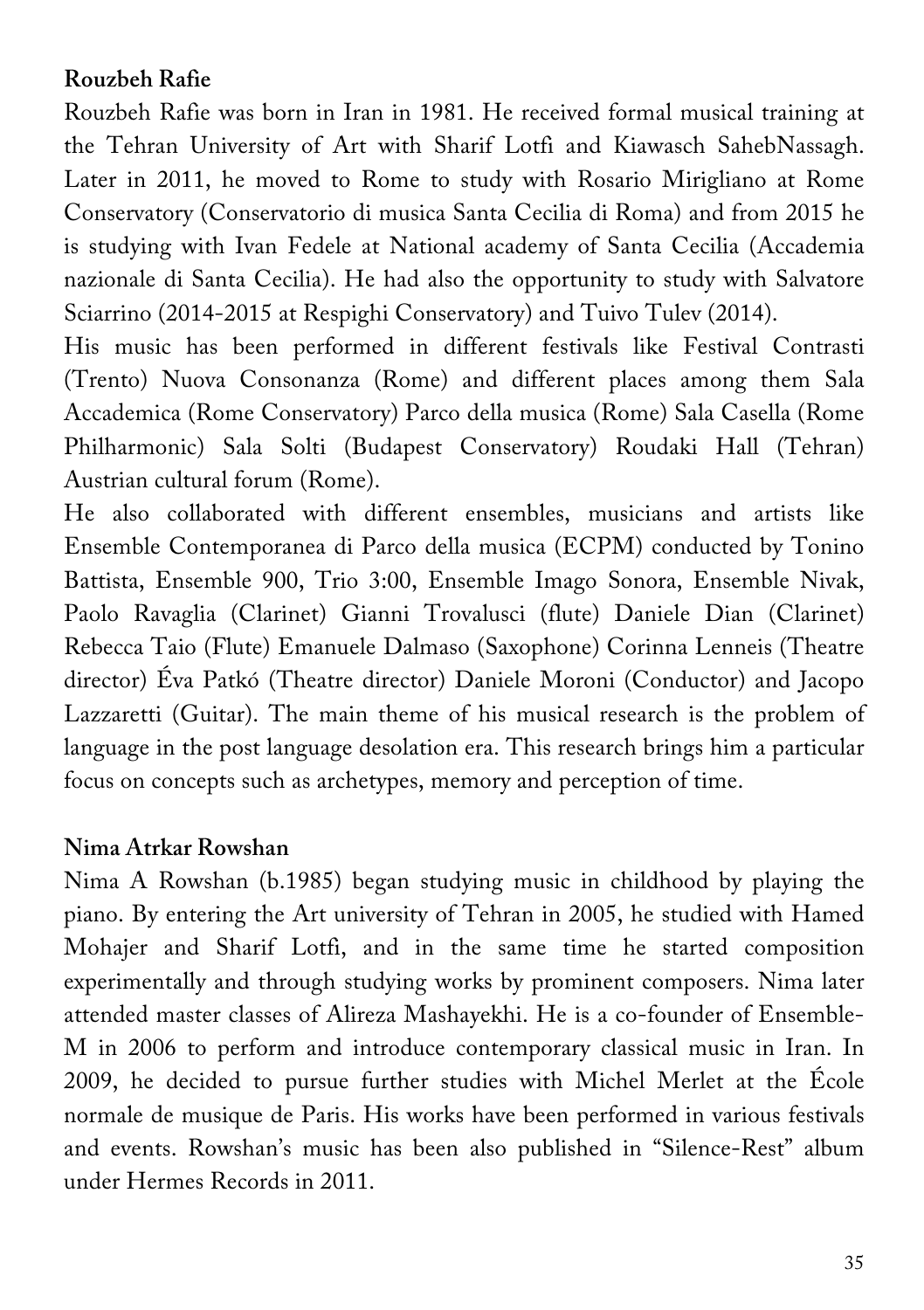**Rouzbeh Rafie**

Rouzbeh Rafie was born in Iran in 1981. He received formal musical training at the Tehran University of Art with Sharif Lotfi and Kiawasch SahebNassagh. Later in 2011, he moved to Rome to study with Rosario Mirigliano at Rome Conservatory (Conservatorio di musica Santa Cecilia di Roma) and from 2015 he is studying with Ivan Fedele at National academy of Santa Cecilia (Accademia nazionale di Santa Cecilia). He had also the opportunity to study with Salvatore Sciarrino (2014-2015 at Respighi Conservatory) and Tuivo Tulev (2014).
His music has been performed in different festivals like Festival Contrasti (Trento) Nuova Consonanza (Rome) and different places among them Sala Accademica (Rome Conservatory) Parco della musica (Rome) Sala Casella (Rome Philharmonic) Sala Solti (Budapest Conservatory) Roudaki Hall (Tehran) Austrian cultural forum (Rome).
He also collaborated with different ensembles, musicians and artists like Ensemble Contemporanea di Parco della musica (ECPM) conducted by Tonino Battista, Ensemble 900, Trio 3:00, Ensemble Imago Sonora, Ensemble Nivak, Paolo Ravaglia (Clarinet) Gianni Trovalusci (flute) Daniele Dian (Clarinet) Rebecca Taio (Flute) Emanuele Dalmaso (Saxophone) Corinna Lenneis (Theatre director) Éva Patkó (Theatre director) Daniele Moroni (Conductor) and Jacopo Lazzaretti (Guitar). The main theme of his musical research is the problem of language in the post language desolation era. This research brings him a particular focus on concepts such as archetypes, memory and perception of time.

**Nima Atrkar Rowshan**

Nima A Rowshan (b.1985) began studying music in childhood by playing the piano. By entering the Art university of Tehran in 2005, he studied with Hamed Mohajer and Sharif Lotfi, and in the same time he started composition experimentally and through studying works by prominent composers. Nima later attended master classes of Alireza Mashayekhi. He is a co-founder of Ensemble-M in 2006 to perform and introduce contemporary classical music in Iran. In 2009, he decided to pursue further studies with Michel Merlet at the École normale de musique de Paris. His works have been performed in various festivals and events. Rowshan's music has been also published in "Silence-Rest" album under Hermes Records in 2011.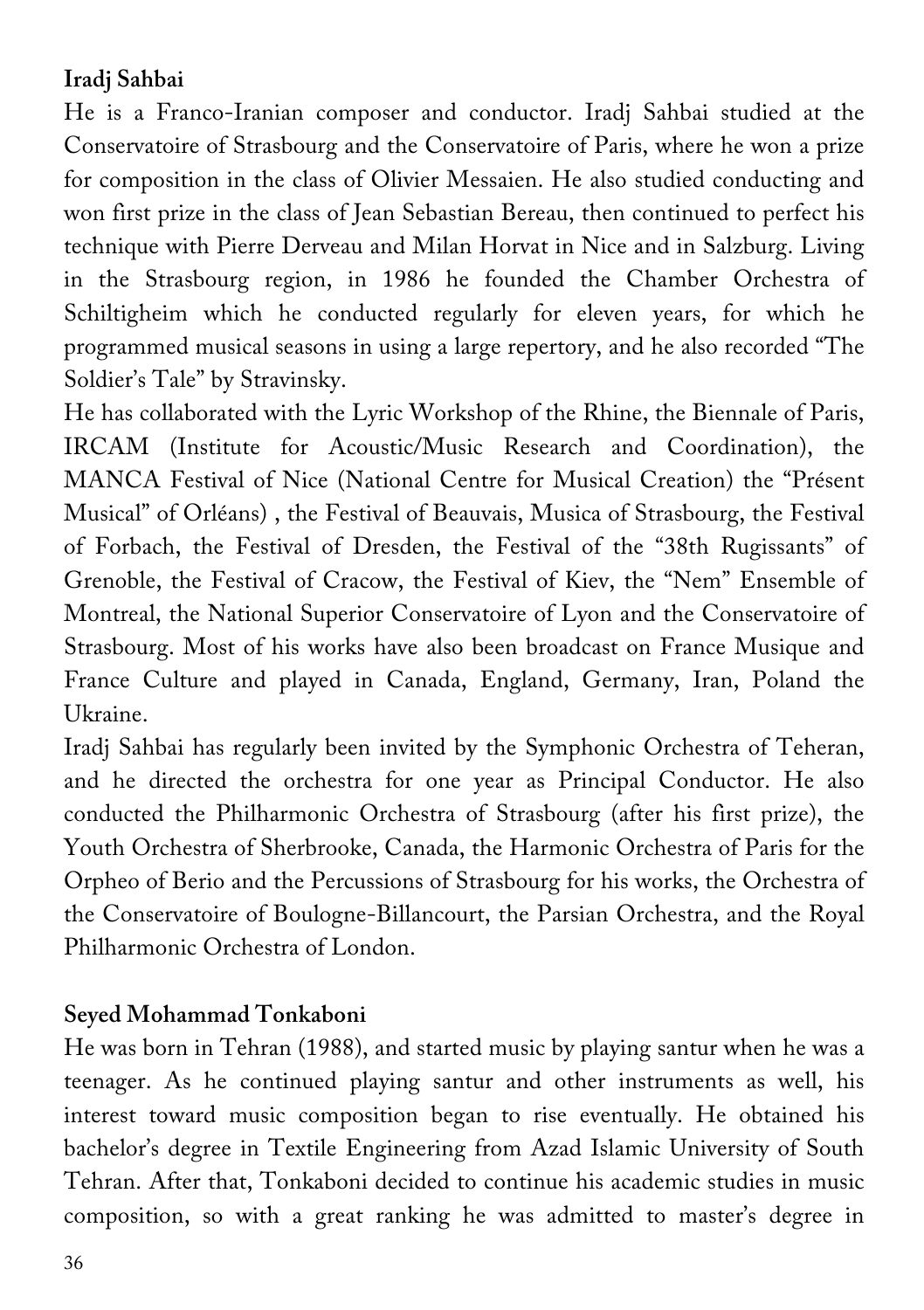**Iradj Sahbai**

He is a Franco-Iranian composer and conductor. Iradj Sahbai studied at the Conservatoire of Strasbourg and the Conservatoire of Paris, where he won a prize for composition in the class of Olivier Messaien. He also studied conducting and won first prize in the class of Jean Sebastian Bereau, then continued to perfect his technique with Pierre Derveau and Milan Horvat in Nice and in Salzburg. Living in the Strasbourg region, in 1986 he founded the Chamber Orchestra of Schiltigheim which he conducted regularly for eleven years, for which he programmed musical seasons in using a large repertory, and he also recorded "The Soldier's Tale" by Stravinsky.

He has collaborated with the Lyric Workshop of the Rhine, the Biennale of Paris, IRCAM (Institute for Acoustic/Music Research and Coordination), the MANCA Festival of Nice (National Centre for Musical Creation) the "Présent Musical" of Orléans) , the Festival of Beauvais, Musica of Strasbourg, the Festival of Forbach, the Festival of Dresden, the Festival of the "38th Rugissants" of Grenoble, the Festival of Cracow, the Festival of Kiev, the "Nem" Ensemble of Montreal, the National Superior Conservatoire of Lyon and the Conservatoire of Strasbourg. Most of his works have also been broadcast on France Musique and France Culture and played in Canada, England, Germany, Iran, Poland the Ukraine.

Iradj Sahbai has regularly been invited by the Symphonic Orchestra of Teheran, and he directed the orchestra for one year as Principal Conductor. He also conducted the Philharmonic Orchestra of Strasbourg (after his first prize), the Youth Orchestra of Sherbrooke, Canada, the Harmonic Orchestra of Paris for the Orpheo of Berio and the Percussions of Strasbourg for his works, the Orchestra of the Conservatoire of Boulogne-Billancourt, the Parsian Orchestra, and the Royal Philharmonic Orchestra of London.

**Seyed Mohammad Tonkaboni**

He was born in Tehran (1988), and started music by playing santur when he was a teenager. As he continued playing santur and other instruments as well, his interest toward music composition began to rise eventually. He obtained his bachelor's degree in Textile Engineering from Azad Islamic University of South Tehran. After that, Tonkaboni decided to continue his academic studies in music composition, so with a great ranking he was admitted to master's degree in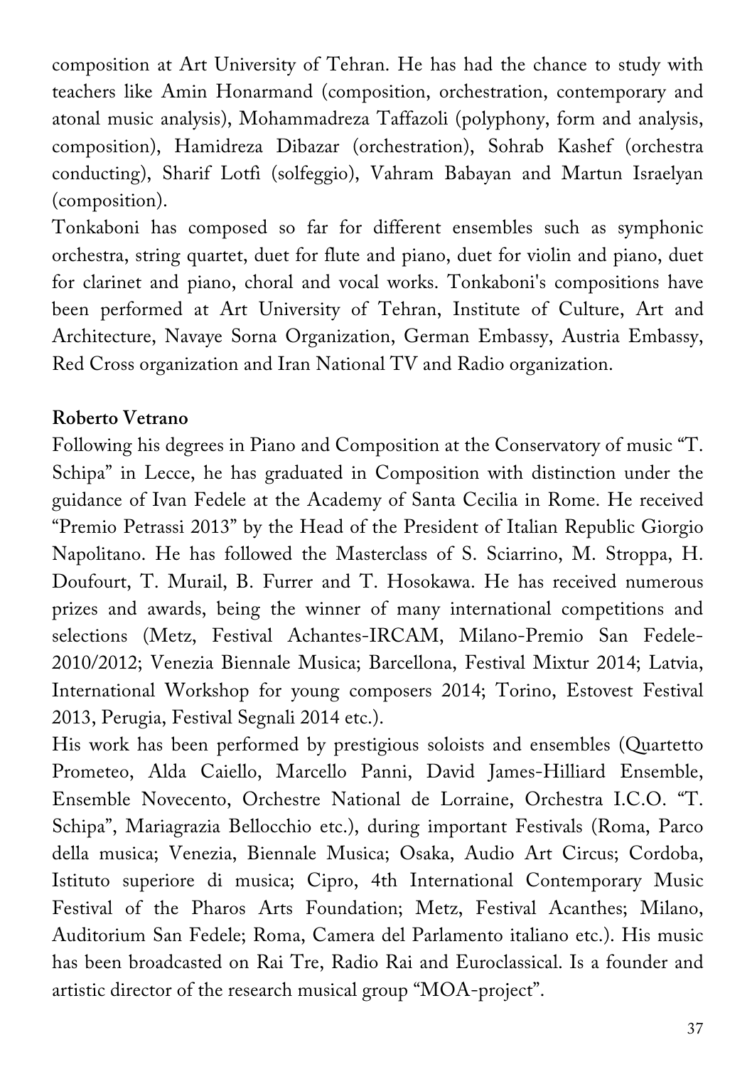composition at Art University of Tehran. He has had the chance to study with teachers like Amin Honarmand (composition, orchestration, contemporary and atonal music analysis), Mohammadreza Taffazoli (polyphony, form and analysis, composition), Hamidreza Dibazar (orchestration), Sohrab Kashef (orchestra conducting), Sharif Lotfi (solfeggio), Vahram Babayan and Martun Israelyan (composition).

Tonkaboni has composed so far for different ensembles such as symphonic orchestra, string quartet, duet for flute and piano, duet for violin and piano, duet for clarinet and piano, choral and vocal works. Tonkaboni's compositions have been performed at Art University of Tehran, Institute of Culture, Art and Architecture, Navaye Sorna Organization, German Embassy, Austria Embassy, Red Cross organization and Iran National TV and Radio organization.

**Roberto Vetrano**

Following his degrees in Piano and Composition at the Conservatory of music "T. Schipa" in Lecce, he has graduated in Composition with distinction under the guidance of Ivan Fedele at the Academy of Santa Cecilia in Rome. He received "Premio Petrassi 2013" by the Head of the President of Italian Republic Giorgio Napolitano. He has followed the Masterclass of S. Sciarrino, M. Stroppa, H. Doufourt, T. Murail, B. Furrer and T. Hosokawa. He has received numerous prizes and awards, being the winner of many international competitions and selections (Metz, Festival Achantes-IRCAM, Milano-Premio San Fedele-2010/2012; Venezia Biennale Musica; Barcellona, Festival Mixtur 2014; Latvia, International Workshop for young composers 2014; Torino, Estovest Festival 2013, Perugia, Festival Segnali 2014 etc.).

His work has been performed by prestigious soloists and ensembles (Quartetto Prometeo, Alda Caiello, Marcello Panni, David James-Hilliard Ensemble, Ensemble Novecento, Orchestre National de Lorraine, Orchestra I.C.O. "T. Schipa", Mariagrazia Bellocchio etc.), during important Festivals (Roma, Parco della musica; Venezia, Biennale Musica; Osaka, Audio Art Circus; Cordoba, Istituto superiore di musica; Cipro, 4th International Contemporary Music Festival of the Pharos Arts Foundation; Metz, Festival Acanthes; Milano, Auditorium San Fedele; Roma, Camera del Parlamento italiano etc.). His music has been broadcasted on Rai Tre, Radio Rai and Euroclassical. Is a founder and artistic director of the research musical group "MOA-project".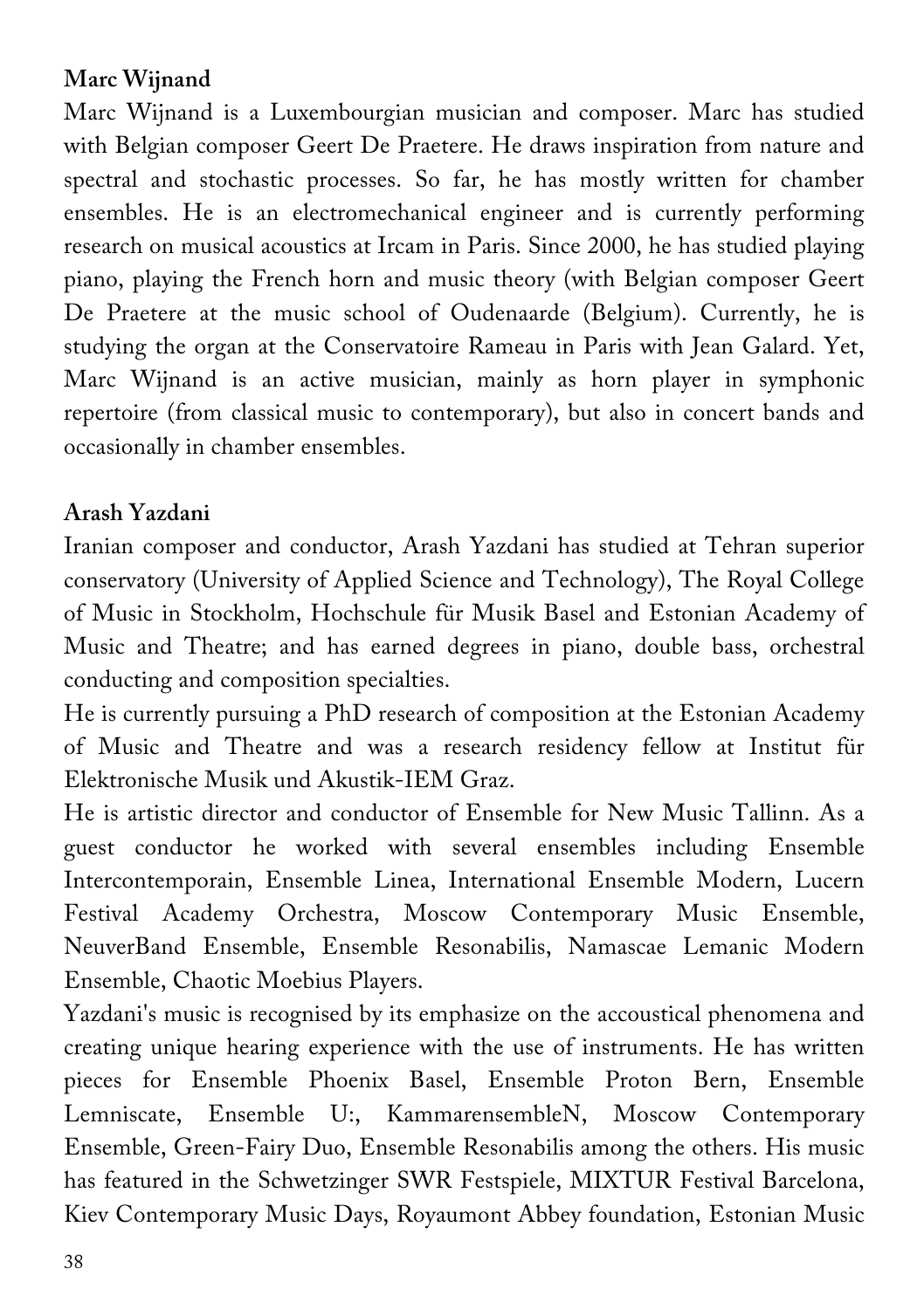**Marc Wijnand**

Marc Wijnand is a Luxembourgian musician and composer. Marc has studied with Belgian composer Geert De Praetere. He draws inspiration from nature and spectral and stochastic processes. So far, he has mostly written for chamber ensembles. He is an electromechanical engineer and is currently performing research on musical acoustics at Ircam in Paris. Since 2000, he has studied playing piano, playing the French horn and music theory (with Belgian composer Geert De Praetere at the music school of Oudenaarde (Belgium). Currently, he is studying the organ at the Conservatoire Rameau in Paris with Jean Galard. Yet, Marc Wijnand is an active musician, mainly as horn player in symphonic repertoire (from classical music to contemporary), but also in concert bands and occasionally in chamber ensembles.

**Arash Yazdani**

Iranian composer and conductor, Arash Yazdani has studied at Tehran superior conservatory (University of Applied Science and Technology), The Royal College of Music in Stockholm, Hochschule für Musik Basel and Estonian Academy of Music and Theatre; and has earned degrees in piano, double bass, orchestral conducting and composition specialties.

He is currently pursuing a PhD research of composition at the Estonian Academy of Music and Theatre and was a research residency fellow at Institut für Elektronische Musik und Akustik-IEM Graz.

He is artistic director and conductor of Ensemble for New Music Tallinn. As a guest conductor he worked with several ensembles including Ensemble Intercontemporain, Ensemble Linea, International Ensemble Modern, Lucern Festival Academy Orchestra, Moscow Contemporary Music Ensemble, NeuverBand Ensemble, Ensemble Resonabilis, Namascae Lemanic Modern Ensemble, Chaotic Moebius Players.

Yazdani's music is recognised by its emphasize on the accoustical phenomena and creating unique hearing experience with the use of instruments. He has written pieces for Ensemble Phoenix Basel, Ensemble Proton Bern, Ensemble Lemniscate, Ensemble U:, KammarensembleN, Moscow Contemporary Ensemble, Green-Fairy Duo, Ensemble Resonabilis among the others. His music has featured in the Schwetzinger SWR Festspiele, MIXTUR Festival Barcelona, Kiev Contemporary Music Days, Royaumont Abbey foundation, Estonian Music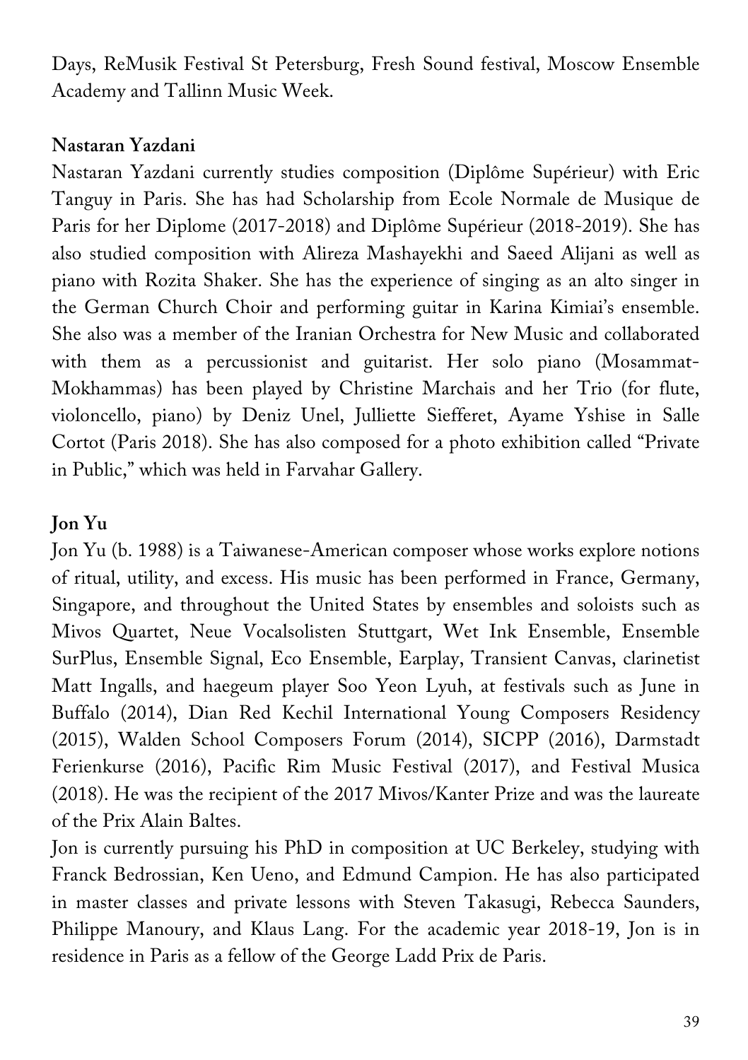Days, ReMusik Festival St Petersburg, Fresh Sound festival, Moscow Ensemble Academy and Tallinn Music Week.

**Nastaran Yazdani**

Nastaran Yazdani currently studies composition (Diplôme Supérieur) with Eric Tanguy in Paris. She has had Scholarship from Ecole Normale de Musique de Paris for her Diplome (2017-2018) and Diplôme Supérieur (2018-2019). She has also studied composition with Alireza Mashayekhi and Saeed Alijani as well as piano with Rozita Shaker. She has the experience of singing as an alto singer in the German Church Choir and performing guitar in Karina Kimiai's ensemble. She also was a member of the Iranian Orchestra for New Music and collaborated with them as a percussionist and guitarist. Her solo piano (Mosammat-Mokhammas) has been played by Christine Marchais and her Trio (for flute, violoncello, piano) by Deniz Unel, Julliette Siefferet, Ayame Yshise in Salle Cortot (Paris 2018). She has also composed for a photo exhibition called "Private in Public," which was held in Farvahar Gallery.

**Jon Yu**

Jon Yu (b. 1988) is a Taiwanese-American composer whose works explore notions of ritual, utility, and excess. His music has been performed in France, Germany, Singapore, and throughout the United States by ensembles and soloists such as Mivos Quartet, Neue Vocalsolisten Stuttgart, Wet Ink Ensemble, Ensemble SurPlus, Ensemble Signal, Eco Ensemble, Earplay, Transient Canvas, clarinetist Matt Ingalls, and haegeum player Soo Yeon Lyuh, at festivals such as June in Buffalo (2014), Dian Red Kechil International Young Composers Residency (2015), Walden School Composers Forum (2014), SICPP (2016), Darmstadt Ferienkurse (2016), Pacific Rim Music Festival (2017), and Festival Musica (2018). He was the recipient of the 2017 Mivos/Kanter Prize and was the laureate of the Prix Alain Baltes.

Jon is currently pursuing his PhD in composition at UC Berkeley, studying with Franck Bedrossian, Ken Ueno, and Edmund Campion. He has also participated in master classes and private lessons with Steven Takasugi, Rebecca Saunders, Philippe Manoury, and Klaus Lang. For the academic year 2018-19, Jon is in residence in Paris as a fellow of the George Ladd Prix de Paris.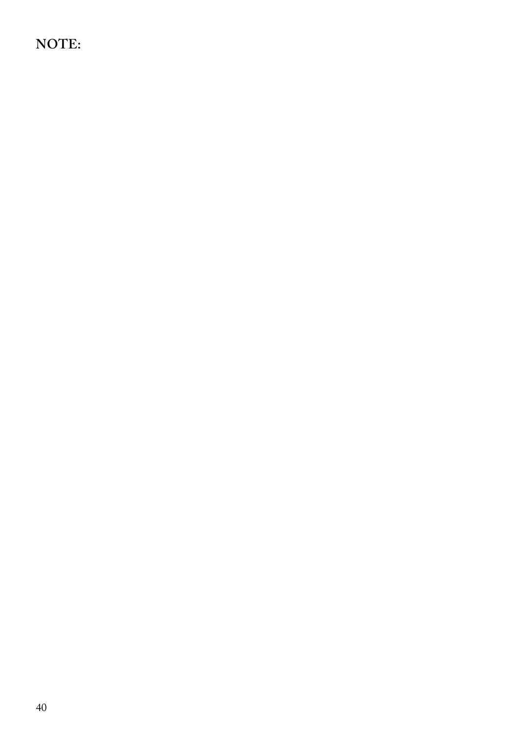**NOTE:**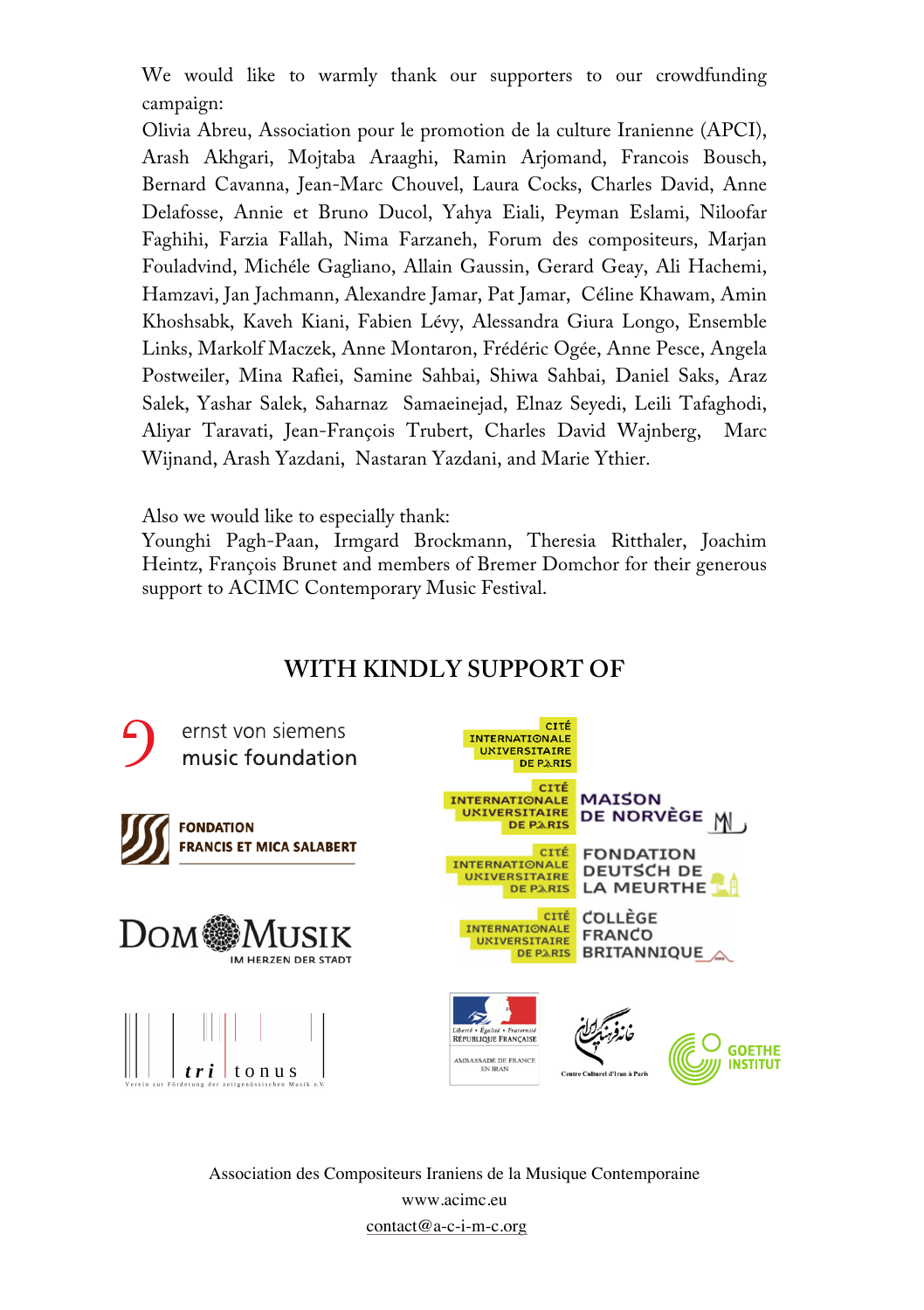We would like to warmly thank our supporters to our crowdfunding campaign:

Olivia Abreu, Association pour le promotion de la culture Iranienne (APCI), Arash Akhgari, Mojtaba Araaghi, Ramin Arjomand, Francois Bousch, Bernard Cavanna, Jean-Marc Chouvel, Laura Cocks, Charles David, Anne Delafosse, Annie et Bruno Ducol, Yahya Eiali, Peyman Eslami, Niloofar Faghihi, Farzia Fallah, Nima Farzaneh, Forum des compositeurs, Marjan Fouladvind, Michéle Gagliano, Allain Gaussin, Gerard Geay, Ali Hachemi, Hamzavi, Jan Jachmann, Alexandre Jamar, Pat Jamar, Céline Khawam, Amin Khoshsabk, Kaveh Kiani, Fabien Lévy, Alessandra Giura Longo, Ensemble Links, Markolf Maczek, Anne Montaron, Frédéric Ogée, Anne Pesce, Angela Postweiler, Mina Rafiei, Samine Sahbai, Shiwa Sahbai, Daniel Saks, Araz Salek, Yashar Salek, Saharnaz Samaeinejad, Elnaz Seyedi, Leili Tafaghodi, Aliyar Taravati, Jean-François Trubert, Charles David Wajnberg, Marc Wijnand, Arash Yazdani, Nastaran Yazdani, and Marie Ythier.

Also we would like to especially thank:
Younghi Pagh-Paan, Irmgard Brockmann, Theresia Ritthaler, Joachim Heintz, François Brunet and members of Bremer Domchor for their generous support to ACIMC Contemporary Music Festival.

## WITH KINDLY SUPPORT OF

ernst von siemens music foundation

FONDATION FRANCIS ET MICA SALABERT

DOMMUSIK IM HERZEN DER STADT

tri tonus Verein zur Förderung der zeitgenössischen Musik e.V.

CITÉ INTERNATIONALE UNIVERSITAIRE DE PARIS

CITÉ INTERNATIONALE UNIVERSITAIRE DE PARIS MAISON DE NORVÈGE

CITÉ INTERNATIONALE UNIVERSITAIRE DE PARIS FONDATION DEUTSCH DE LA MEURTHE

CITÉ INTERNATIONALE UNIVERSITAIRE DE PARIS COLLÈGE FRANCO BRITANNIQUE

Liberté • Égalité • Fraternité RÉPUBLIQUE FRANÇAISE AMBASSADE DE FRANCE EN IRAN

Centre Culturel d'Iran à Paris

GOETHE INSTITUT

Association des Compositeurs Iraniens de la Musique Contemporaine
www.acimc.eu
contact@a-c-i-m-c.org